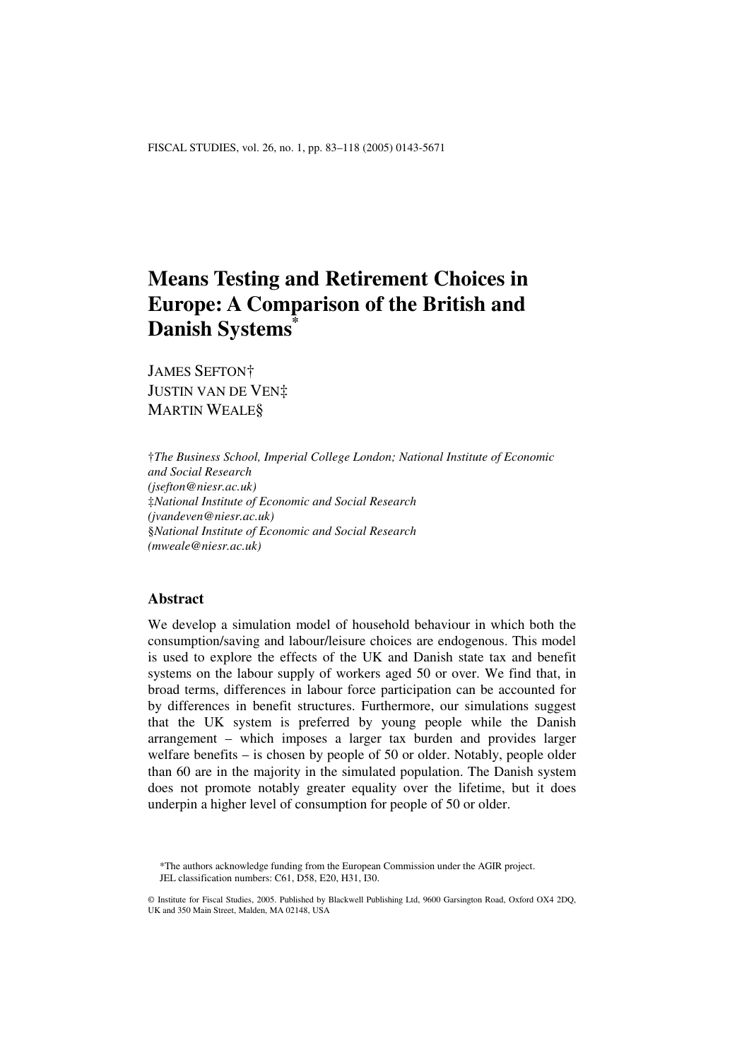# Means Testing and Retirement Choices in Europe: A Comparison of the British and Danish Systems*

JAMES SEFTON†
JUSTIN VAN DE VEN‡
MARTIN WEALE§

†*The Business School, Imperial College London; National Institute of Economic and Social Research*
*(jsefton@niesr.ac.uk)*
‡*National Institute of Economic and Social Research*
*(jvandeven@niesr.ac.uk)*
§*National Institute of Economic and Social Research*
*(mweale@niesr.ac.uk)*

## Abstract

We develop a simulation model of household behaviour in which both the consumption/saving and labour/leisure choices are endogenous. This model is used to explore the effects of the UK and Danish state tax and benefit systems on the labour supply of workers aged 50 or over. We find that, in broad terms, differences in labour force participation can be accounted for by differences in benefit structures. Furthermore, our simulations suggest that the UK system is preferred by young people while the Danish arrangement – which imposes a larger tax burden and provides larger welfare benefits – is chosen by people of 50 or older. Notably, people older than 60 are in the majority in the simulated population. The Danish system does not promote notably greater equality over the lifetime, but it does underpin a higher level of consumption for people of 50 or older.

*The authors acknowledge funding from the European Commission under the AGIR project.
JEL classification numbers: C61, D58, E20, H31, I30.

© Institute for Fiscal Studies, 2005. Published by Blackwell Publishing Ltd, 9600 Garsington Road, Oxford OX4 2DQ, UK and 350 Main Street, Malden, MA 02148, USA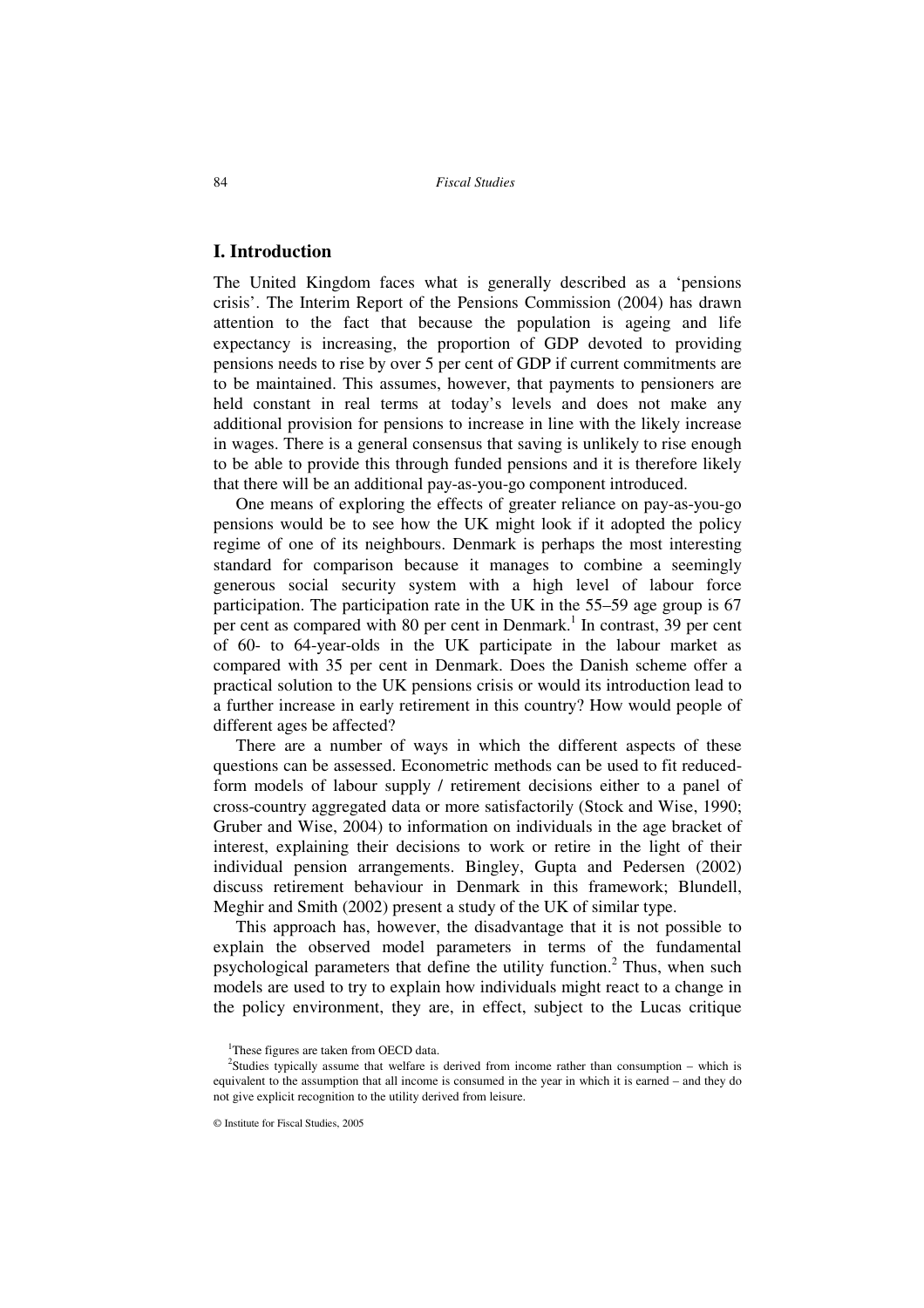## I. Introduction

The United Kingdom faces what is generally described as a 'pensions crisis'. The Interim Report of the Pensions Commission (2004) has drawn attention to the fact that because the population is ageing and life expectancy is increasing, the proportion of GDP devoted to providing pensions needs to rise by over 5 per cent of GDP if current commitments are to be maintained. This assumes, however, that payments to pensioners are held constant in real terms at today's levels and does not make any additional provision for pensions to increase in line with the likely increase in wages. There is a general consensus that saving is unlikely to rise enough to be able to provide this through funded pensions and it is therefore likely that there will be an additional pay-as-you-go component introduced.

One means of exploring the effects of greater reliance on pay-as-you-go pensions would be to see how the UK might look if it adopted the policy regime of one of its neighbours. Denmark is perhaps the most interesting standard for comparison because it manages to combine a seemingly generous social security system with a high level of labour force participation. The participation rate in the UK in the 55–59 age group is 67 per cent as compared with 80 per cent in Denmark.[1] In contrast, 39 per cent of 60- to 64-year-olds in the UK participate in the labour market as compared with 35 per cent in Denmark. Does the Danish scheme offer a practical solution to the UK pensions crisis or would its introduction lead to a further increase in early retirement in this country? How would people of different ages be affected?

There are a number of ways in which the different aspects of these questions can be assessed. Econometric methods can be used to fit reduced-form models of labour supply / retirement decisions either to a panel of cross-country aggregated data or more satisfactorily (Stock and Wise, 1990; Gruber and Wise, 2004) to information on individuals in the age bracket of interest, explaining their decisions to work or retire in the light of their individual pension arrangements. Bingley, Gupta and Pedersen (2002) discuss retirement behaviour in Denmark in this framework; Blundell, Meghir and Smith (2002) present a study of the UK of similar type.

This approach has, however, the disadvantage that it is not possible to explain the observed model parameters in terms of the fundamental psychological parameters that define the utility function.[2] Thus, when such models are used to try to explain how individuals might react to a change in the policy environment, they are, in effect, subject to the Lucas critique

[1]These figures are taken from OECD data.

[2]Studies typically assume that welfare is derived from income rather than consumption – which is equivalent to the assumption that all income is consumed in the year in which it is earned – and they do not give explicit recognition to the utility derived from leisure.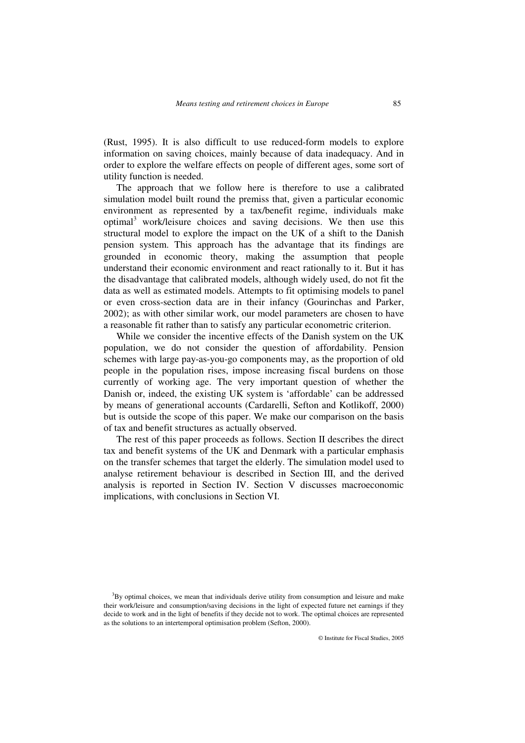(Rust, 1995). It is also difficult to use reduced-form models to explore information on saving choices, mainly because of data inadequacy. And in order to explore the welfare effects on people of different ages, some sort of utility function is needed.

The approach that we follow here is therefore to use a calibrated simulation model built round the premiss that, given a particular economic environment as represented by a tax/benefit regime, individuals make optimal[3] work/leisure choices and saving decisions. We then use this structural model to explore the impact on the UK of a shift to the Danish pension system. This approach has the advantage that its findings are grounded in economic theory, making the assumption that people understand their economic environment and react rationally to it. But it has the disadvantage that calibrated models, although widely used, do not fit the data as well as estimated models. Attempts to fit optimising models to panel or even cross-section data are in their infancy (Gourinchas and Parker, 2002); as with other similar work, our model parameters are chosen to have a reasonable fit rather than to satisfy any particular econometric criterion.

While we consider the incentive effects of the Danish system on the UK population, we do not consider the question of affordability. Pension schemes with large pay-as-you-go components may, as the proportion of old people in the population rises, impose increasing fiscal burdens on those currently of working age. The very important question of whether the Danish or, indeed, the existing UK system is 'affordable' can be addressed by means of generational accounts (Cardarelli, Sefton and Kotlikoff, 2000) but is outside the scope of this paper. We make our comparison on the basis of tax and benefit structures as actually observed.

The rest of this paper proceeds as follows. Section II describes the direct tax and benefit systems of the UK and Denmark with a particular emphasis on the transfer schemes that target the elderly. The simulation model used to analyse retirement behaviour is described in Section III, and the derived analysis is reported in Section IV. Section V discusses macroeconomic implications, with conclusions in Section VI.

[3]By optimal choices, we mean that individuals derive utility from consumption and leisure and make their work/leisure and consumption/saving decisions in the light of expected future net earnings if they decide to work and in the light of benefits if they decide not to work. The optimal choices are represented as the solutions to an intertemporal optimisation problem (Sefton, 2000).

© Institute for Fiscal Studies, 2005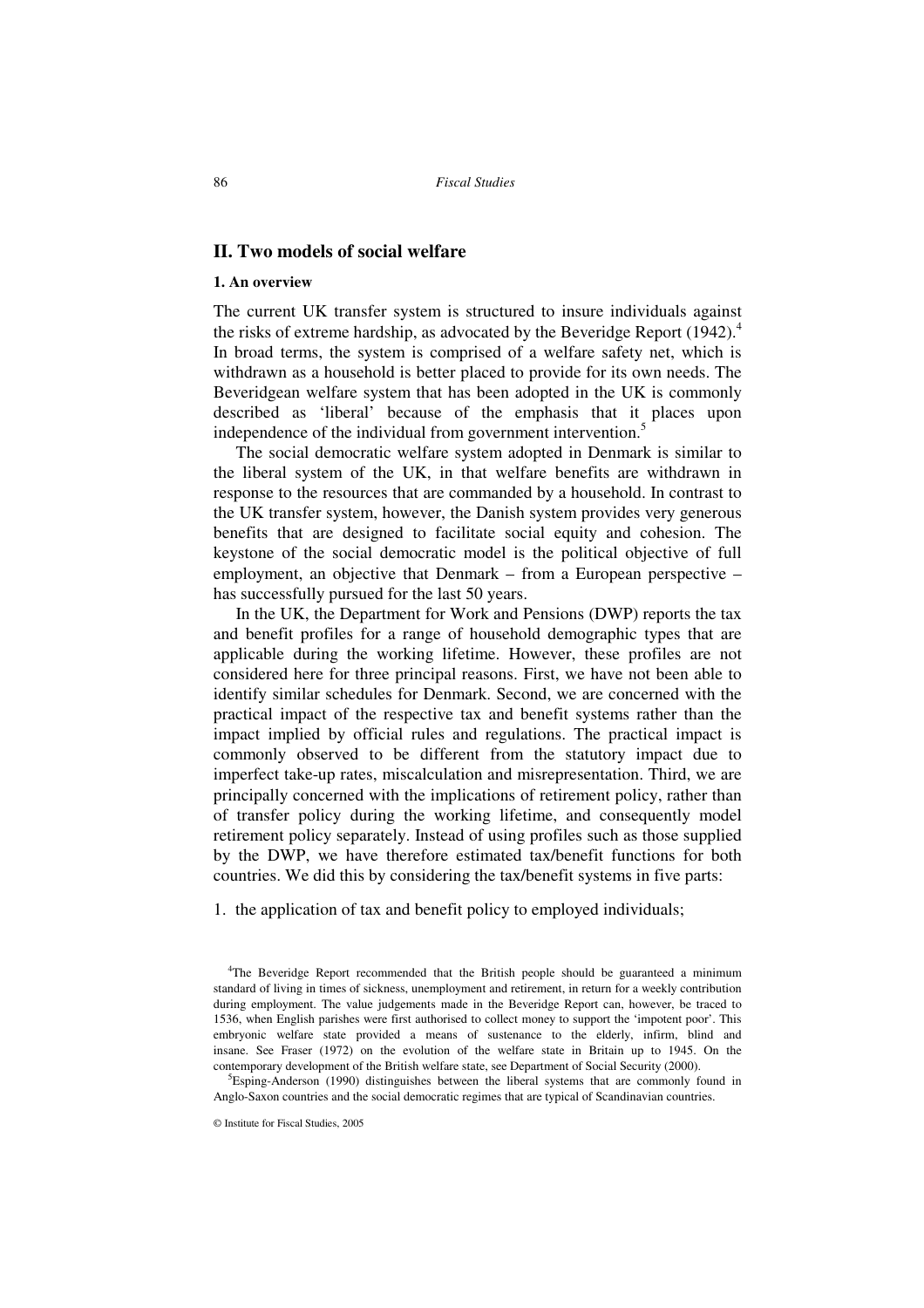## II. Two models of social welfare

### 1. An overview

The current UK transfer system is structured to insure individuals against the risks of extreme hardship, as advocated by the Beveridge Report (1942).[4] In broad terms, the system is comprised of a welfare safety net, which is withdrawn as a household is better placed to provide for its own needs. The Beveridgean welfare system that has been adopted in the UK is commonly described as 'liberal' because of the emphasis that it places upon independence of the individual from government intervention.[5]

The social democratic welfare system adopted in Denmark is similar to the liberal system of the UK, in that welfare benefits are withdrawn in response to the resources that are commanded by a household. In contrast to the UK transfer system, however, the Danish system provides very generous benefits that are designed to facilitate social equity and cohesion. The keystone of the social democratic model is the political objective of full employment, an objective that Denmark – from a European perspective – has successfully pursued for the last 50 years.

In the UK, the Department for Work and Pensions (DWP) reports the tax and benefit profiles for a range of household demographic types that are applicable during the working lifetime. However, these profiles are not considered here for three principal reasons. First, we have not been able to identify similar schedules for Denmark. Second, we are concerned with the practical impact of the respective tax and benefit systems rather than the impact implied by official rules and regulations. The practical impact is commonly observed to be different from the statutory impact due to imperfect take-up rates, miscalculation and misrepresentation. Third, we are principally concerned with the implications of retirement policy, rather than of transfer policy during the working lifetime, and consequently model retirement policy separately. Instead of using profiles such as those supplied by the DWP, we have therefore estimated tax/benefit functions for both countries. We did this by considering the tax/benefit systems in five parts:

1. the application of tax and benefit policy to employed individuals;

[4] The Beveridge Report recommended that the British people should be guaranteed a minimum standard of living in times of sickness, unemployment and retirement, in return for a weekly contribution during employment. The value judgements made in the Beveridge Report can, however, be traced to 1536, when English parishes were first authorised to collect money to support the 'impotent poor'. This embryonic welfare state provided a means of sustenance to the elderly, infirm, blind and insane. See Fraser (1972) on the evolution of the welfare state in Britain up to 1945. On the contemporary development of the British welfare state, see Department of Social Security (2000).

[5] Esping-Anderson (1990) distinguishes between the liberal systems that are commonly found in Anglo-Saxon countries and the social democratic regimes that are typical of Scandinavian countries.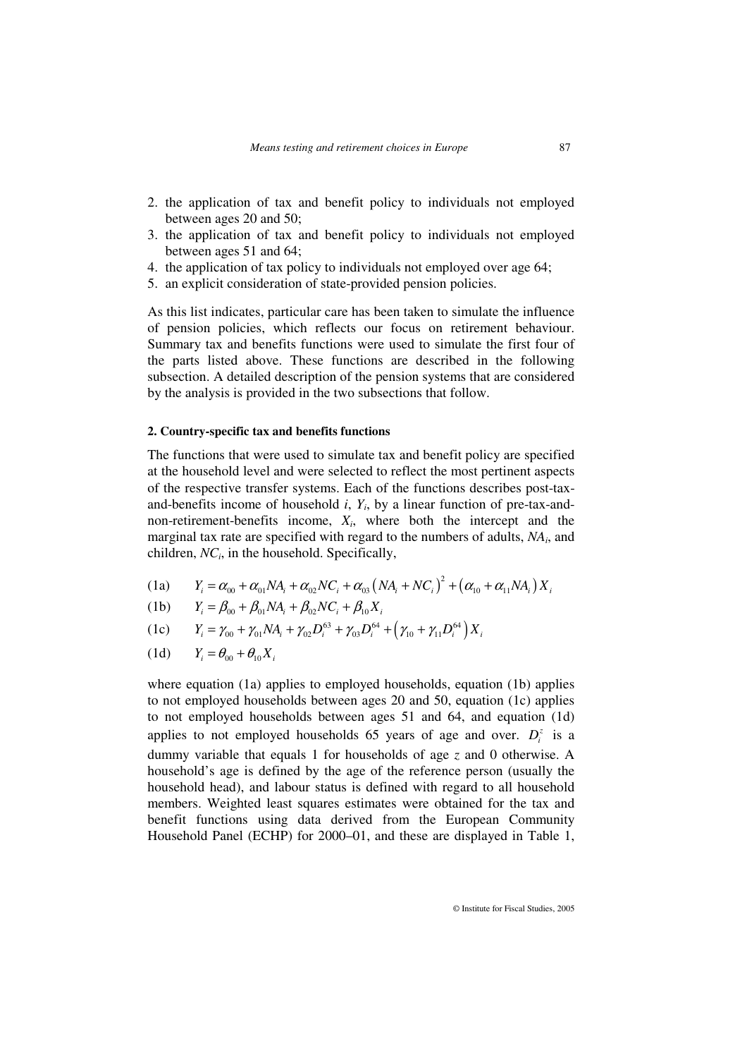2. the application of tax and benefit policy to individuals not employed between ages 20 and 50;
3. the application of tax and benefit policy to individuals not employed between ages 51 and 64;
4. the application of tax policy to individuals not employed over age 64;
5. an explicit consideration of state-provided pension policies.

As this list indicates, particular care has been taken to simulate the influence of pension policies, which reflects our focus on retirement behaviour. Summary tax and benefits functions were used to simulate the first four of the parts listed above. These functions are described in the following subsection. A detailed description of the pension systems that are considered by the analysis is provided in the two subsections that follow.

#### 2. Country-specific tax and benefits functions

The functions that were used to simulate tax and benefit policy are specified at the household level and were selected to reflect the most pertinent aspects of the respective transfer systems. Each of the functions describes post-tax-and-benefits income of household *i*, $Y_i$, by a linear function of pre-tax-and-non-retirement-benefits income, $X_i$, where both the intercept and the marginal tax rate are specified with regard to the numbers of adults, $NA_i$, and children, $NC_i$, in the household. Specifically,

$$\text{(1a)} \quad Y_i = \alpha_{00} + \alpha_{01} NA_i + \alpha_{02} NC_i + \alpha_{03} \left( NA_i + NC_i \right)^2 + \left( \alpha_{10} + \alpha_{11} NA_i \right) X_i$$

$$\text{(1b)} \quad Y_i = \beta_{00} + \beta_{01} NA_i + \beta_{02} NC_i + \beta_{10} X_i$$

$$\text{(1c)} \quad Y_i = \gamma_{00} + \gamma_{01} NA_i + \gamma_{02} D_i^{63} + \gamma_{03} D_i^{64} + \left( \gamma_{10} + \gamma_{11} D_i^{64} \right) X_i$$

$$\text{(1d)} \quad Y_i = \theta_{00} + \theta_{10} X_i$$

where equation (1a) applies to employed households, equation (1b) applies to not employed households between ages 20 and 50, equation (1c) applies to not employed households between ages 51 and 64, and equation (1d) applies to not employed households 65 years of age and over. $D_i^z$ is a dummy variable that equals 1 for households of age *z* and 0 otherwise. A household's age is defined by the age of the reference person (usually the household head), and labour status is defined with regard to all household members. Weighted least squares estimates were obtained for the tax and benefit functions using data derived from the European Community Household Panel (ECHP) for 2000–01, and these are displayed in Table 1,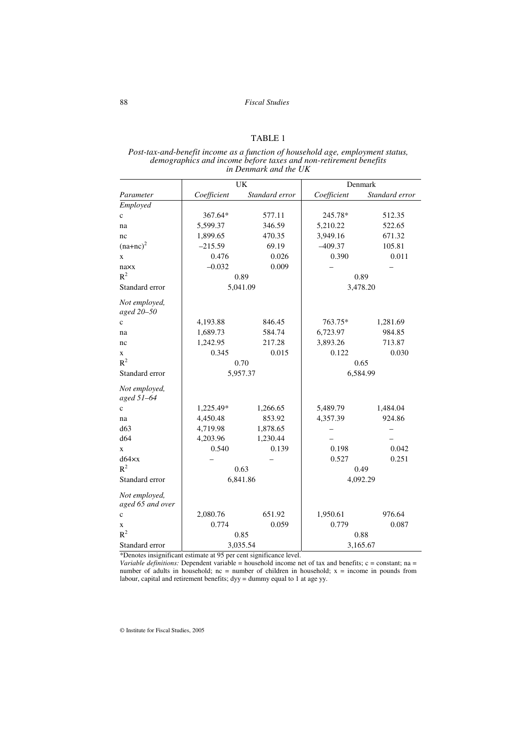TABLE 1

*Post-tax-and-benefit income as a function of household age, employment status, demographics and income before taxes and non-retirement benefits in Denmark and the UK*

| | UK | | Denmark | |
|---|---|---|---|---|
| *Parameter* | *Coefficient* | *Standard error* | *Coefficient* | *Standard error* |
| *Employed* | | | | |
| c | 367.64* | 577.11 | 245.78* | 512.35 |
| na | 5,599.37 | 346.59 | 5,210.22 | 522.65 |
| nc | 1,899.65 | 470.35 | 3,949.16 | 671.32 |
| $(na+nc)^2$ | –215.59 | 69.19 | –409.37 | 105.81 |
| x | 0.476 | 0.026 | 0.390 | 0.011 |
| na×x | –0.032 | 0.009 | – | – |
| $R^2$ | 0.89 | | 0.89 | |
| Standard error | 5,041.09 | | 3,478.20 | |
| *Not employed, aged 20–50* | | | | |
| c | 4,193.88 | 846.45 | 763.75* | 1,281.69 |
| na | 1,689.73 | 584.74 | 6,723.97 | 984.85 |
| nc | 1,242.95 | 217.28 | 3,893.26 | 713.87 |
| x | 0.345 | 0.015 | 0.122 | 0.030 |
| $R^2$ | 0.70 | | 0.65 | |
| Standard error | 5,957.37 | | 6,584.99 | |
| *Not employed, aged 51–64* | | | | |
| c | 1,225.49* | 1,266.65 | 5,489.79 | 1,484.04 |
| na | 4,450.48 | 853.92 | 4,357.39 | 924.86 |
| d63 | 4,719.98 | 1,878.65 | – | – |
| d64 | 4,203.96 | 1,230.44 | – | – |
| x | 0.540 | 0.139 | 0.198 | 0.042 |
| d64×x | – | – | 0.527 | 0.251 |
| $R^2$ | 0.63 | | 0.49 | |
| Standard error | 6,841.86 | | 4,092.29 | |
| *Not employed, aged 65 and over* | | | | |
| c | 2,080.76 | 651.92 | 1,950.61 | 976.64 |
| x | 0.774 | 0.059 | 0.779 | 0.087 |
| $R^2$ | 0.85 | | 0.88 | |
| Standard error | 3,035.54 | | 3,165.67 | |

*Denotes insignificant estimate at 95 per cent significance level.

*Variable definitions:* Dependent variable = household income net of tax and benefits; c = constant; na = number of adults in household; nc = number of children in household; x = income in pounds from labour, capital and retirement benefits; dyy = dummy equal to 1 at age yy.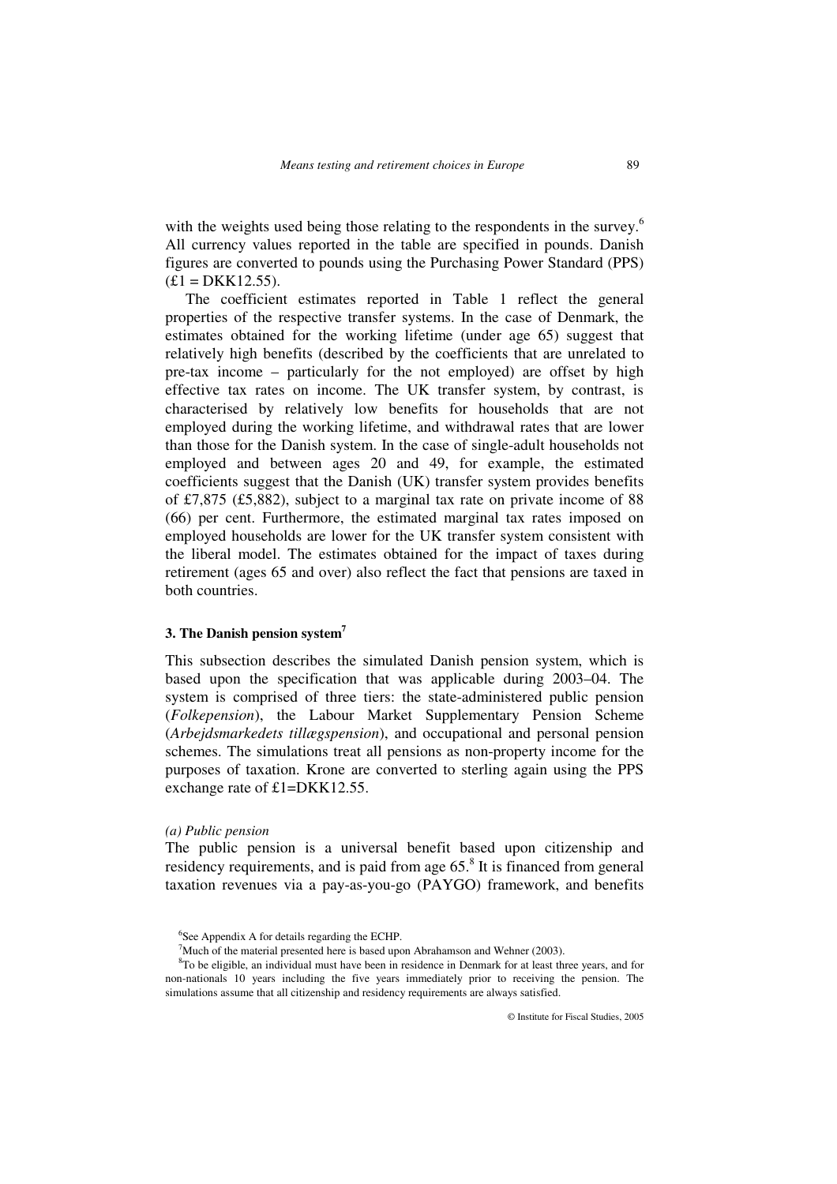with the weights used being those relating to the respondents in the survey.[6] All currency values reported in the table are specified in pounds. Danish figures are converted to pounds using the Purchasing Power Standard (PPS) (£1 = DKK12.55).

The coefficient estimates reported in Table 1 reflect the general properties of the respective transfer systems. In the case of Denmark, the estimates obtained for the working lifetime (under age 65) suggest that relatively high benefits (described by the coefficients that are unrelated to pre-tax income – particularly for the not employed) are offset by high effective tax rates on income. The UK transfer system, by contrast, is characterised by relatively low benefits for households that are not employed during the working lifetime, and withdrawal rates that are lower than those for the Danish system. In the case of single-adult households not employed and between ages 20 and 49, for example, the estimated coefficients suggest that the Danish (UK) transfer system provides benefits of £7,875 (£5,882), subject to a marginal tax rate on private income of 88 (66) per cent. Furthermore, the estimated marginal tax rates imposed on employed households are lower for the UK transfer system consistent with the liberal model. The estimates obtained for the impact of taxes during retirement (ages 65 and over) also reflect the fact that pensions are taxed in both countries.

### 3. The Danish pension system[7]

This subsection describes the simulated Danish pension system, which is based upon the specification that was applicable during 2003–04. The system is comprised of three tiers: the state-administered public pension (*Folkepension*), the Labour Market Supplementary Pension Scheme (*Arbejdsmarkedets tillægspension*), and occupational and personal pension schemes. The simulations treat all pensions as non-property income for the purposes of taxation. Krone are converted to sterling again using the PPS exchange rate of £1=DKK12.55.

*(a) Public pension*

The public pension is a universal benefit based upon citizenship and residency requirements, and is paid from age 65.[8] It is financed from general taxation revenues via a pay-as-you-go (PAYGO) framework, and benefits

[6] See Appendix A for details regarding the ECHP.

[7] Much of the material presented here is based upon Abrahamson and Wehner (2003).

[8] To be eligible, an individual must have been in residence in Denmark for at least three years, and for non-nationals 10 years including the five years immediately prior to receiving the pension. The simulations assume that all citizenship and residency requirements are always satisfied.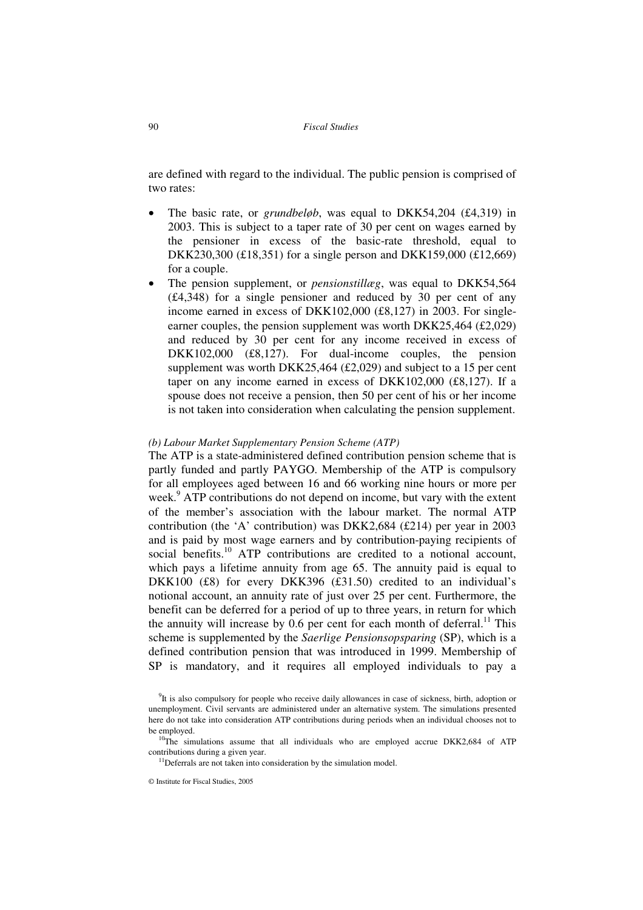are defined with regard to the individual. The public pension is comprised of two rates:

- The basic rate, or *grundbeløb*, was equal to DKK54,204 (£4,319) in 2003. This is subject to a taper rate of 30 per cent on wages earned by the pensioner in excess of the basic-rate threshold, equal to DKK230,300 (£18,351) for a single person and DKK159,000 (£12,669) for a couple.
- The pension supplement, or *pensionstillæg*, was equal to DKK54,564 (£4,348) for a single pensioner and reduced by 30 per cent of any income earned in excess of DKK102,000 (£8,127) in 2003. For single-earner couples, the pension supplement was worth DKK25,464 (£2,029) and reduced by 30 per cent for any income received in excess of DKK102,000 (£8,127). For dual-income couples, the pension supplement was worth DKK25,464 (£2,029) and subject to a 15 per cent taper on any income earned in excess of DKK102,000 (£8,127). If a spouse does not receive a pension, then 50 per cent of his or her income is not taken into consideration when calculating the pension supplement.

*(b) Labour Market Supplementary Pension Scheme (ATP)*

The ATP is a state-administered defined contribution pension scheme that is partly funded and partly PAYGO. Membership of the ATP is compulsory for all employees aged between 16 and 66 working nine hours or more per week.[9] ATP contributions do not depend on income, but vary with the extent of the member's association with the labour market. The normal ATP contribution (the 'A' contribution) was DKK2,684 (£214) per year in 2003 and is paid by most wage earners and by contribution-paying recipients of social benefits.[10] ATP contributions are credited to a notional account, which pays a lifetime annuity from age 65. The annuity paid is equal to DKK100 (£8) for every DKK396 (£31.50) credited to an individual's notional account, an annuity rate of just over 25 per cent. Furthermore, the benefit can be deferred for a period of up to three years, in return for which the annuity will increase by 0.6 per cent for each month of deferral.[11] This scheme is supplemented by the *Saerlige Pensionsopsparing* (SP), which is a defined contribution pension that was introduced in 1999. Membership of SP is mandatory, and it requires all employed individuals to pay a

[9] It is also compulsory for people who receive daily allowances in case of sickness, birth, adoption or unemployment. Civil servants are administered under an alternative system. The simulations presented here do not take into consideration ATP contributions during periods when an individual chooses not to be employed.

[10] The simulations assume that all individuals who are employed accrue DKK2,684 of ATP contributions during a given year.

[11] Deferrals are not taken into consideration by the simulation model.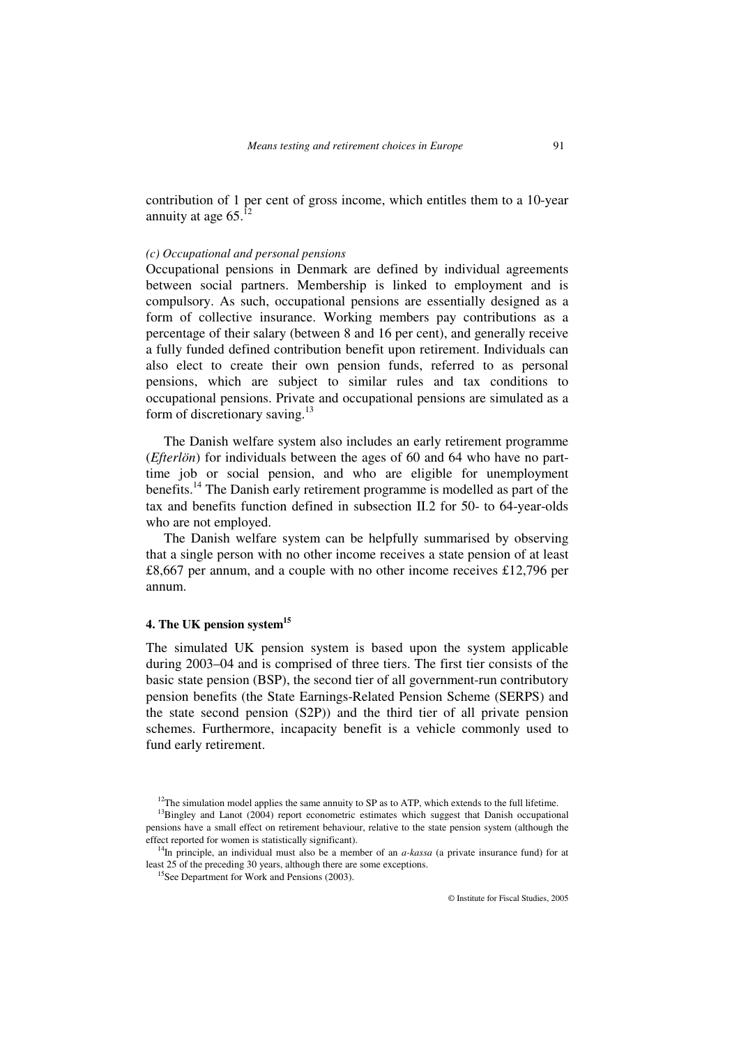contribution of 1 per cent of gross income, which entitles them to a 10-year annuity at age 65.[12]

*(c) Occupational and personal pensions*

Occupational pensions in Denmark are defined by individual agreements between social partners. Membership is linked to employment and is compulsory. As such, occupational pensions are essentially designed as a form of collective insurance. Working members pay contributions as a percentage of their salary (between 8 and 16 per cent), and generally receive a fully funded defined contribution benefit upon retirement. Individuals can also elect to create their own pension funds, referred to as personal pensions, which are subject to similar rules and tax conditions to occupational pensions. Private and occupational pensions are simulated as a form of discretionary saving.[13]

The Danish welfare system also includes an early retirement programme (*Efterlön*) for individuals between the ages of 60 and 64 who have no part-time job or social pension, and who are eligible for unemployment benefits.[14] The Danish early retirement programme is modelled as part of the tax and benefits function defined in subsection II.2 for 50- to 64-year-olds who are not employed.

The Danish welfare system can be helpfully summarised by observing that a single person with no other income receives a state pension of at least £8,667 per annum, and a couple with no other income receives £12,796 per annum.

## 4. The UK pension system[15]

The simulated UK pension system is based upon the system applicable during 2003–04 and is comprised of three tiers. The first tier consists of the basic state pension (BSP), the second tier of all government-run contributory pension benefits (the State Earnings-Related Pension Scheme (SERPS) and the state second pension (S2P)) and the third tier of all private pension schemes. Furthermore, incapacity benefit is a vehicle commonly used to fund early retirement.

[12]The simulation model applies the same annuity to SP as to ATP, which extends to the full lifetime.

[13]Bingley and Lanot (2004) report econometric estimates which suggest that Danish occupational pensions have a small effect on retirement behaviour, relative to the state pension system (although the effect reported for women is statistically significant).

[14]In principle, an individual must also be a member of an *a-kassa* (a private insurance fund) for at least 25 of the preceding 30 years, although there are some exceptions.

[15]See Department for Work and Pensions (2003).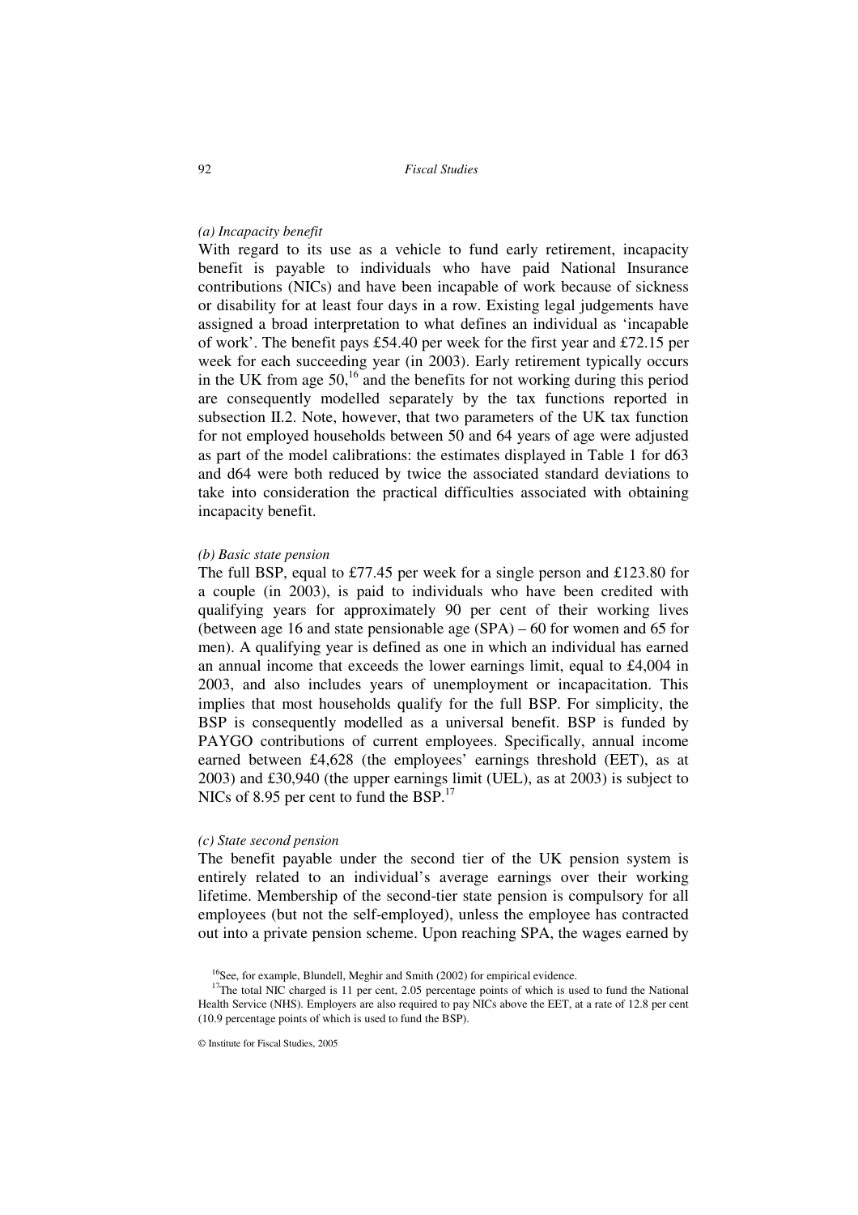*(a) Incapacity benefit*

With regard to its use as a vehicle to fund early retirement, incapacity benefit is payable to individuals who have paid National Insurance contributions (NICs) and have been incapable of work because of sickness or disability for at least four days in a row. Existing legal judgements have assigned a broad interpretation to what defines an individual as 'incapable of work'. The benefit pays £54.40 per week for the first year and £72.15 per week for each succeeding year (in 2003). Early retirement typically occurs in the UK from age 50,[16] and the benefits for not working during this period are consequently modelled separately by the tax functions reported in subsection II.2. Note, however, that two parameters of the UK tax function for not employed households between 50 and 64 years of age were adjusted as part of the model calibrations: the estimates displayed in Table 1 for d63 and d64 were both reduced by twice the associated standard deviations to take into consideration the practical difficulties associated with obtaining incapacity benefit.

*(b) Basic state pension*

The full BSP, equal to £77.45 per week for a single person and £123.80 for a couple (in 2003), is paid to individuals who have been credited with qualifying years for approximately 90 per cent of their working lives (between age 16 and state pensionable age (SPA) – 60 for women and 65 for men). A qualifying year is defined as one in which an individual has earned an annual income that exceeds the lower earnings limit, equal to £4,004 in 2003, and also includes years of unemployment or incapacitation. This implies that most households qualify for the full BSP. For simplicity, the BSP is consequently modelled as a universal benefit. BSP is funded by PAYGO contributions of current employees. Specifically, annual income earned between £4,628 (the employees' earnings threshold (EET), as at 2003) and £30,940 (the upper earnings limit (UEL), as at 2003) is subject to NICs of 8.95 per cent to fund the BSP.[17]

*(c) State second pension*

The benefit payable under the second tier of the UK pension system is entirely related to an individual's average earnings over their working lifetime. Membership of the second-tier state pension is compulsory for all employees (but not the self-employed), unless the employee has contracted out into a private pension scheme. Upon reaching SPA, the wages earned by

[16] See, for example, Blundell, Meghir and Smith (2002) for empirical evidence.

[17] The total NIC charged is 11 per cent, 2.05 percentage points of which is used to fund the National Health Service (NHS). Employers are also required to pay NICs above the EET, at a rate of 12.8 per cent (10.9 percentage points of which is used to fund the BSP).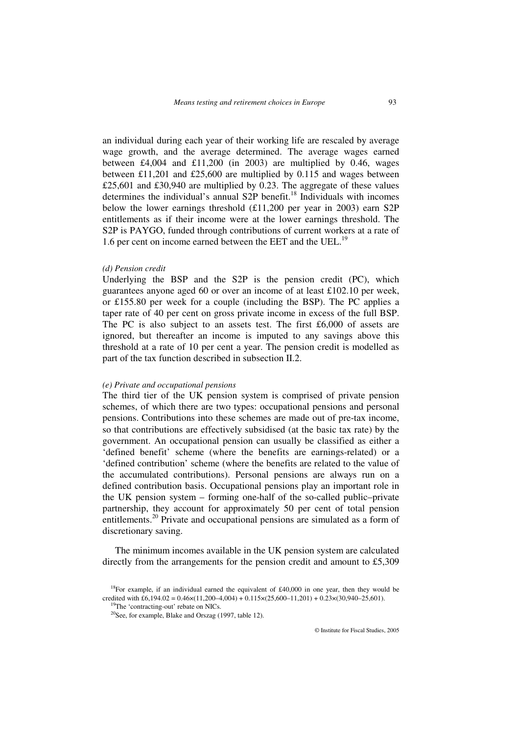an individual during each year of their working life are rescaled by average wage growth, and the average determined. The average wages earned between £4,004 and £11,200 (in 2003) are multiplied by 0.46, wages between £11,201 and £25,600 are multiplied by 0.115 and wages between £25,601 and £30,940 are multiplied by 0.23. The aggregate of these values determines the individual's annual S2P benefit.[18] Individuals with incomes below the lower earnings threshold (£11,200 per year in 2003) earn S2P entitlements as if their income were at the lower earnings threshold. The S2P is PAYGO, funded through contributions of current workers at a rate of 1.6 per cent on income earned between the EET and the UEL.[19]

*(d) Pension credit*

Underlying the BSP and the S2P is the pension credit (PC), which guarantees anyone aged 60 or over an income of at least £102.10 per week, or £155.80 per week for a couple (including the BSP). The PC applies a taper rate of 40 per cent on gross private income in excess of the full BSP. The PC is also subject to an assets test. The first £6,000 of assets are ignored, but thereafter an income is imputed to any savings above this threshold at a rate of 10 per cent a year. The pension credit is modelled as part of the tax function described in subsection II.2.

*(e) Private and occupational pensions*

The third tier of the UK pension system is comprised of private pension schemes, of which there are two types: occupational pensions and personal pensions. Contributions into these schemes are made out of pre-tax income, so that contributions are effectively subsidised (at the basic tax rate) by the government. An occupational pension can usually be classified as either a 'defined benefit' scheme (where the benefits are earnings-related) or a 'defined contribution' scheme (where the benefits are related to the value of the accumulated contributions). Personal pensions are always run on a defined contribution basis. Occupational pensions play an important role in the UK pension system – forming one-half of the so-called public–private partnership, they account for approximately 50 per cent of total pension entitlements.[20] Private and occupational pensions are simulated as a form of discretionary saving.

The minimum incomes available in the UK pension system are calculated directly from the arrangements for the pension credit and amount to £5,309

[18]For example, if an individual earned the equivalent of £40,000 in one year, then they would be credited with £6,194.02 = 0.46×(11,200–4,004) + 0.115×(25,600–11,201) + 0.23×(30,940–25,601).

[19]The 'contracting-out' rebate on NICs.

[20]See, for example, Blake and Orszag (1997, table 12).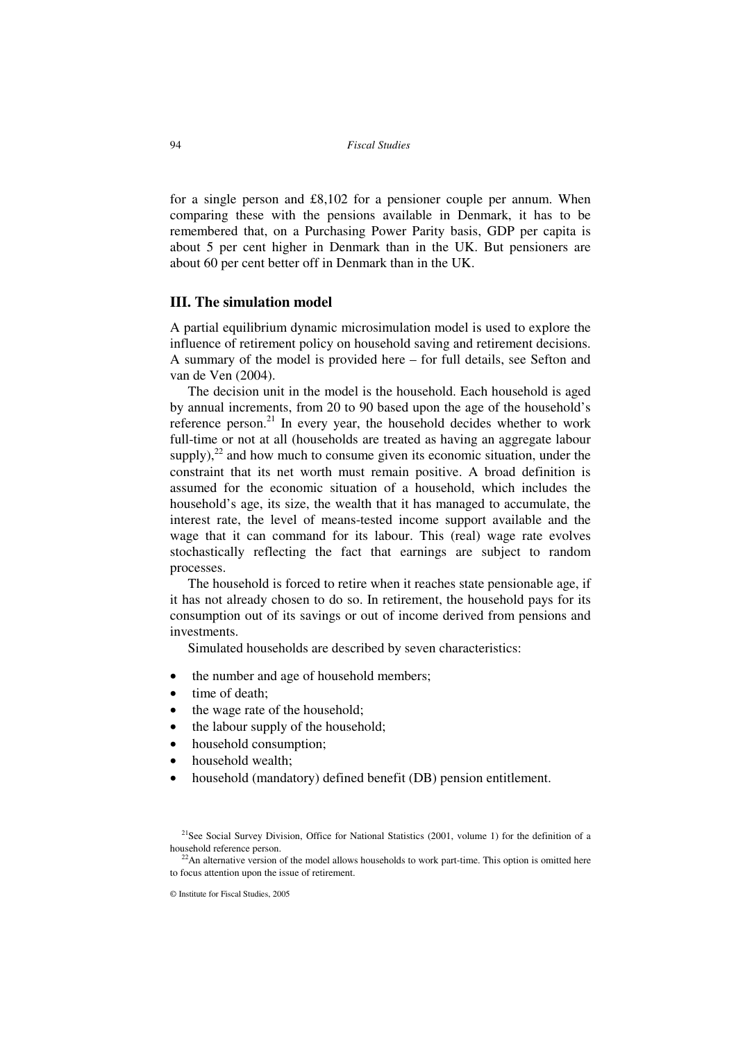for a single person and £8,102 for a pensioner couple per annum. When comparing these with the pensions available in Denmark, it has to be remembered that, on a Purchasing Power Parity basis, GDP per capita is about 5 per cent higher in Denmark than in the UK. But pensioners are about 60 per cent better off in Denmark than in the UK.

## III. The simulation model

A partial equilibrium dynamic microsimulation model is used to explore the influence of retirement policy on household saving and retirement decisions. A summary of the model is provided here – for full details, see Sefton and van de Ven (2004).

The decision unit in the model is the household. Each household is aged by annual increments, from 20 to 90 based upon the age of the household's reference person.[21] In every year, the household decides whether to work full-time or not at all (households are treated as having an aggregate labour supply),[22] and how much to consume given its economic situation, under the constraint that its net worth must remain positive. A broad definition is assumed for the economic situation of a household, which includes the household's age, its size, the wealth that it has managed to accumulate, the interest rate, the level of means-tested income support available and the wage that it can command for its labour. This (real) wage rate evolves stochastically reflecting the fact that earnings are subject to random processes.

The household is forced to retire when it reaches state pensionable age, if it has not already chosen to do so. In retirement, the household pays for its consumption out of its savings or out of income derived from pensions and investments.

Simulated households are described by seven characteristics:

- the number and age of household members;
- time of death;
- the wage rate of the household;
- the labour supply of the household;
- household consumption;
- household wealth;
- household (mandatory) defined benefit (DB) pension entitlement.

[21] See Social Survey Division, Office for National Statistics (2001, volume 1) for the definition of a household reference person.

[22] An alternative version of the model allows households to work part-time. This option is omitted here to focus attention upon the issue of retirement.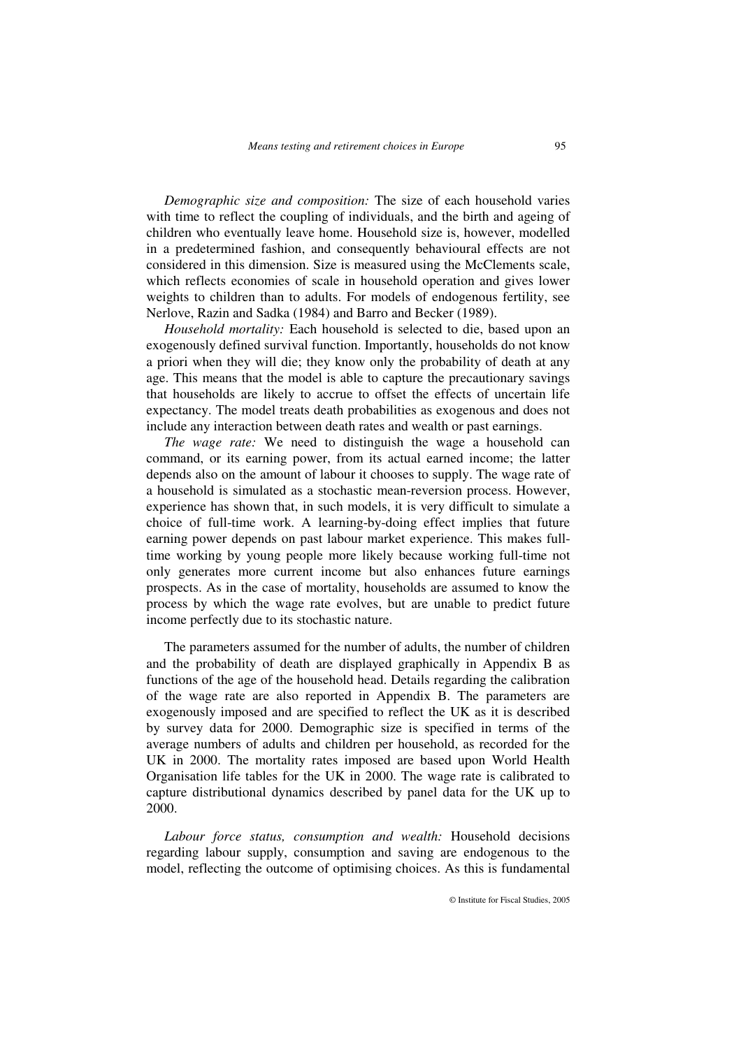*Demographic size and composition:* The size of each household varies with time to reflect the coupling of individuals, and the birth and ageing of children who eventually leave home. Household size is, however, modelled in a predetermined fashion, and consequently behavioural effects are not considered in this dimension. Size is measured using the McClements scale, which reflects economies of scale in household operation and gives lower weights to children than to adults. For models of endogenous fertility, see Nerlove, Razin and Sadka (1984) and Barro and Becker (1989).

*Household mortality:* Each household is selected to die, based upon an exogenously defined survival function. Importantly, households do not know a priori when they will die; they know only the probability of death at any age. This means that the model is able to capture the precautionary savings that households are likely to accrue to offset the effects of uncertain life expectancy. The model treats death probabilities as exogenous and does not include any interaction between death rates and wealth or past earnings.

*The wage rate:* We need to distinguish the wage a household can command, or its earning power, from its actual earned income; the latter depends also on the amount of labour it chooses to supply. The wage rate of a household is simulated as a stochastic mean-reversion process. However, experience has shown that, in such models, it is very difficult to simulate a choice of full-time work. A learning-by-doing effect implies that future earning power depends on past labour market experience. This makes full-time working by young people more likely because working full-time not only generates more current income but also enhances future earnings prospects. As in the case of mortality, households are assumed to know the process by which the wage rate evolves, but are unable to predict future income perfectly due to its stochastic nature.

The parameters assumed for the number of adults, the number of children and the probability of death are displayed graphically in Appendix B as functions of the age of the household head. Details regarding the calibration of the wage rate are also reported in Appendix B. The parameters are exogenously imposed and are specified to reflect the UK as it is described by survey data for 2000. Demographic size is specified in terms of the average numbers of adults and children per household, as recorded for the UK in 2000. The mortality rates imposed are based upon World Health Organisation life tables for the UK in 2000. The wage rate is calibrated to capture distributional dynamics described by panel data for the UK up to 2000.

*Labour force status, consumption and wealth:* Household decisions regarding labour supply, consumption and saving are endogenous to the model, reflecting the outcome of optimising choices. As this is fundamental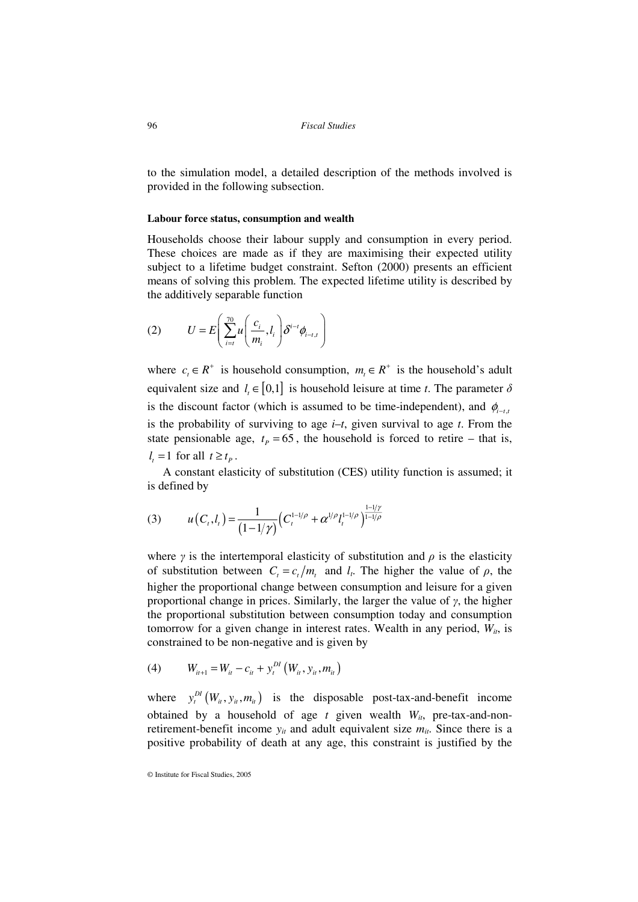to the simulation model, a detailed description of the methods involved is provided in the following subsection.

**Labour force status, consumption and wealth**

Households choose their labour supply and consumption in every period. These choices are made as if they are maximising their expected utility subject to a lifetime budget constraint. Sefton (2000) presents an efficient means of solving this problem. The expected lifetime utility is described by the additively separable function

$$(2) \qquad U = E\left( \sum_{i=t}^{70} u\left( \frac{c_i}{m_i}, l_i \right) \delta^{i-t} \phi_{i-t,t} \right)$$

where $c_t \in R^+$ is household consumption, $m_t \in R^+$ is the household's adult equivalent size and $l_t \in [0,1]$ is household leisure at time *t*. The parameter $\delta$ is the discount factor (which is assumed to be time-independent), and $\phi_{i-t,t}$ is the probability of surviving to age *i*–*t*, given survival to age *t*. From the state pensionable age, $t_P = 65$, the household is forced to retire – that is, $l_t = 1$ for all $t \geq t_P$.

A constant elasticity of substitution (CES) utility function is assumed; it is defined by

$$(3) \qquad u\left(C_t, l_t\right) = \frac{1}{\left(1 - 1/\gamma\right)} \left( C_t^{1-1/\rho} + \alpha^{1/\rho} l_t^{1-1/\rho} \right)^{\frac{1-1/\gamma}{1-1/\rho}}$$

where $\gamma$ is the intertemporal elasticity of substitution and $\rho$ is the elasticity of substitution between $C_t = c_t / m_t$ and $l_t$. The higher the value of $\rho$, the higher the proportional change between consumption and leisure for a given proportional change in prices. Similarly, the larger the value of $\gamma$, the higher the proportional substitution between consumption today and consumption tomorrow for a given change in interest rates. Wealth in any period, $W_{it}$, is constrained to be non-negative and is given by

$$(4) \qquad W_{it+1} = W_{it} - c_{it} + y_t^{DI}\left(W_{it}, y_{it}, m_{it}\right)$$

where $y_t^{DI}\left(W_{it}, y_{it}, m_{it}\right)$ is the disposable post-tax-and-benefit income obtained by a household of age *t* given wealth $W_{it}$, pre-tax-and-non-retirement-benefit income $y_{it}$ and adult equivalent size $m_{it}$. Since there is a positive probability of death at any age, this constraint is justified by the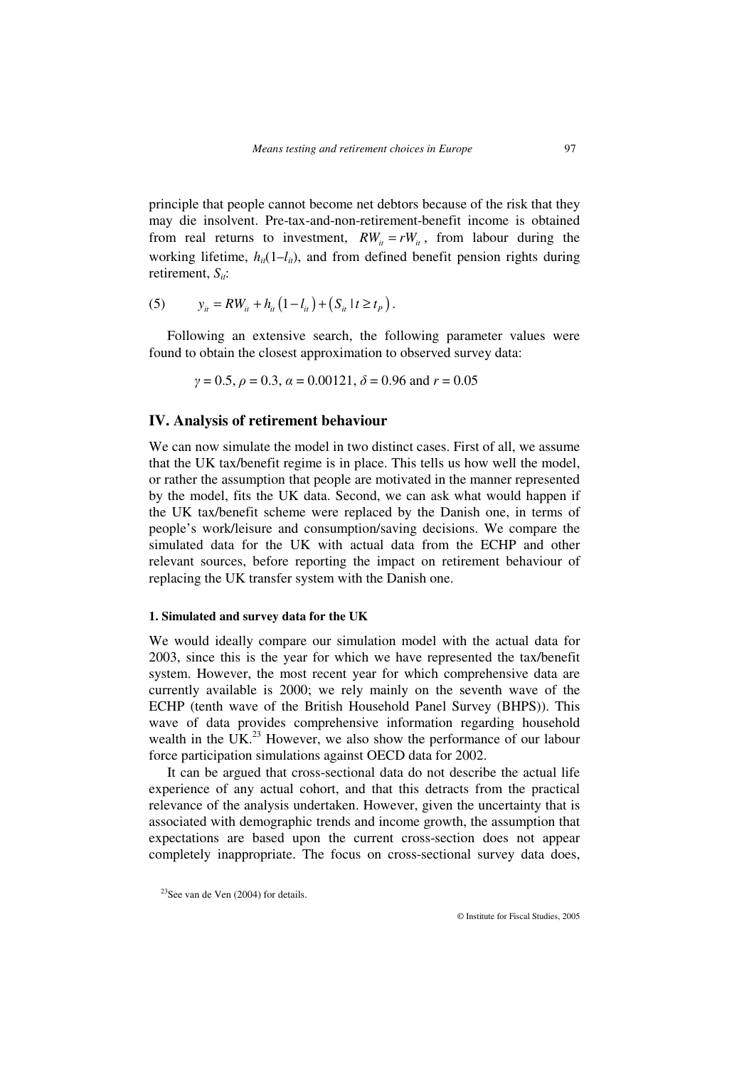principle that people cannot become net debtors because of the risk that they may die insolvent. Pre-tax-and-non-retirement-benefit income is obtained from real returns to investment, $RW_{it} = rW_{it}$, from labour during the working lifetime, $h_{it}(1–l_{it})$, and from defined benefit pension rights during retirement, $S_{it}$:

$$(5) \qquad y_{it} = RW_{it} + h_{it}\left(1 - l_{it}\right) + \left(S_{it} \mid t \geq t_P\right).$$

Following an extensive search, the following parameter values were found to obtain the closest approximation to observed survey data:

$\gamma = 0.5$, $\rho = 0.3$, $\alpha = 0.00121$, $\delta = 0.96$ and $r = 0.05$

## IV. Analysis of retirement behaviour

We can now simulate the model in two distinct cases. First of all, we assume that the UK tax/benefit regime is in place. This tells us how well the model, or rather the assumption that people are motivated in the manner represented by the model, fits the UK data. Second, we can ask what would happen if the UK tax/benefit scheme were replaced by the Danish one, in terms of people's work/leisure and consumption/saving decisions. We compare the simulated data for the UK with actual data from the ECHP and other relevant sources, before reporting the impact on retirement behaviour of replacing the UK transfer system with the Danish one.

### 1. Simulated and survey data for the UK

We would ideally compare our simulation model with the actual data for 2003, since this is the year for which we have represented the tax/benefit system. However, the most recent year for which comprehensive data are currently available is 2000; we rely mainly on the seventh wave of the ECHP (tenth wave of the British Household Panel Survey (BHPS)). This wave of data provides comprehensive information regarding household wealth in the UK.[23] However, we also show the performance of our labour force participation simulations against OECD data for 2002.

It can be argued that cross-sectional data do not describe the actual life experience of any actual cohort, and that this detracts from the practical relevance of the analysis undertaken. However, given the uncertainty that is associated with demographic trends and income growth, the assumption that expectations are based upon the current cross-section does not appear completely inappropriate. The focus on cross-sectional survey data does,

[23] See van de Ven (2004) for details.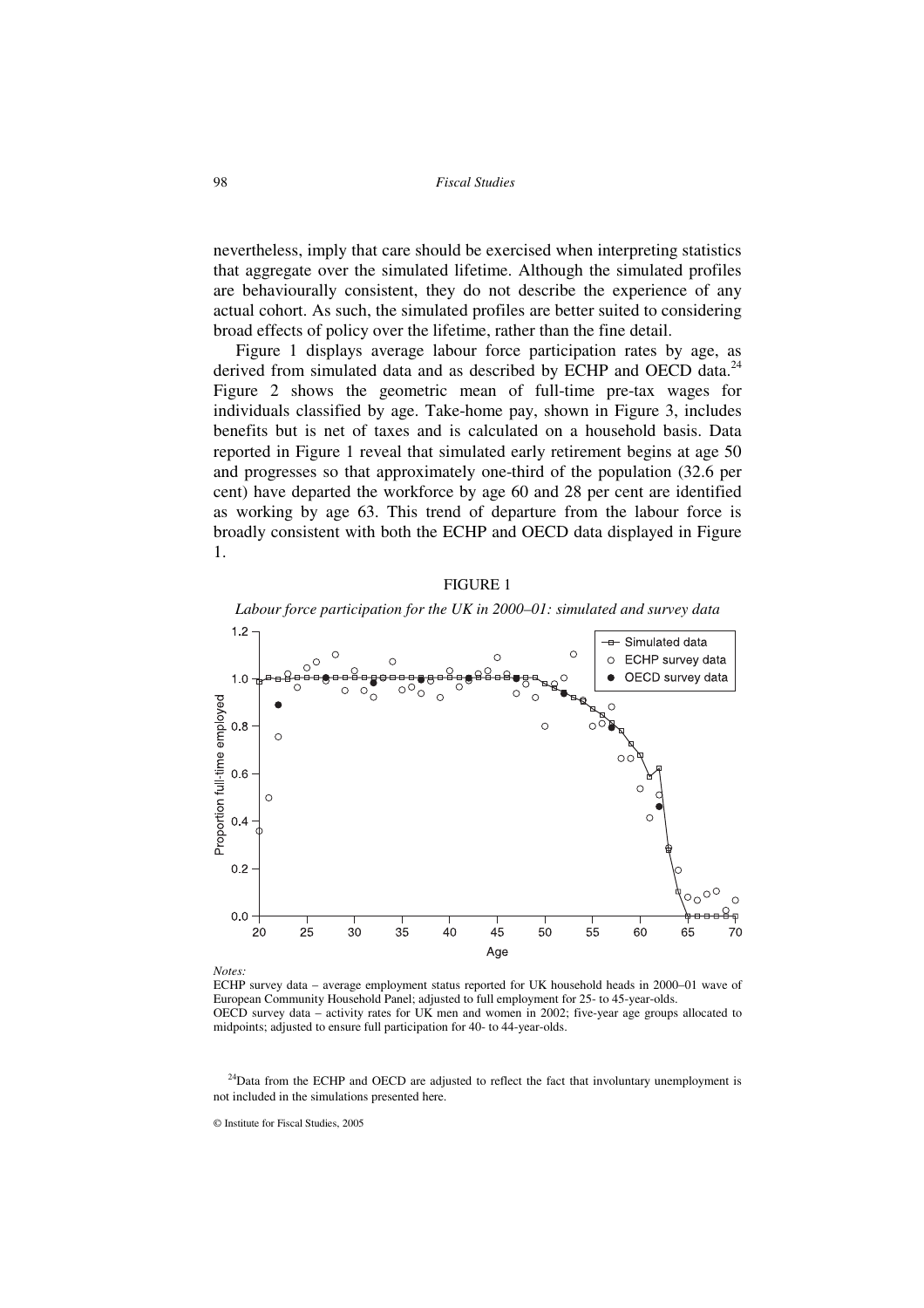nevertheless, imply that care should be exercised when interpreting statistics that aggregate over the simulated lifetime. Although the simulated profiles are behaviourally consistent, they do not describe the experience of any actual cohort. As such, the simulated profiles are better suited to considering broad effects of policy over the lifetime, rather than the fine detail.

Figure 1 displays average labour force participation rates by age, as derived from simulated data and as described by ECHP and OECD data.[24] Figure 2 shows the geometric mean of full-time pre-tax wages for individuals classified by age. Take-home pay, shown in Figure 3, includes benefits but is net of taxes and is calculated on a household basis. Data reported in Figure 1 reveal that simulated early retirement begins at age 50 and progresses so that approximately one-third of the population (32.6 per cent) have departed the workforce by age 60 and 28 per cent are identified as working by age 63. This trend of departure from the labour force is broadly consistent with both the ECHP and OECD data displayed in Figure 1.

FIGURE 1

*Labour force participation for the UK in 2000–01: simulated and survey data*

*Notes:*

ECHP survey data – average employment status reported for UK household heads in 2000–01 wave of European Community Household Panel; adjusted to full employment for 25- to 45-year-olds.

OECD survey data – activity rates for UK men and women in 2002; five-year age groups allocated to midpoints; adjusted to ensure full participation for 40- to 44-year-olds.

[24] Data from the ECHP and OECD are adjusted to reflect the fact that involuntary unemployment is not included in the simulations presented here.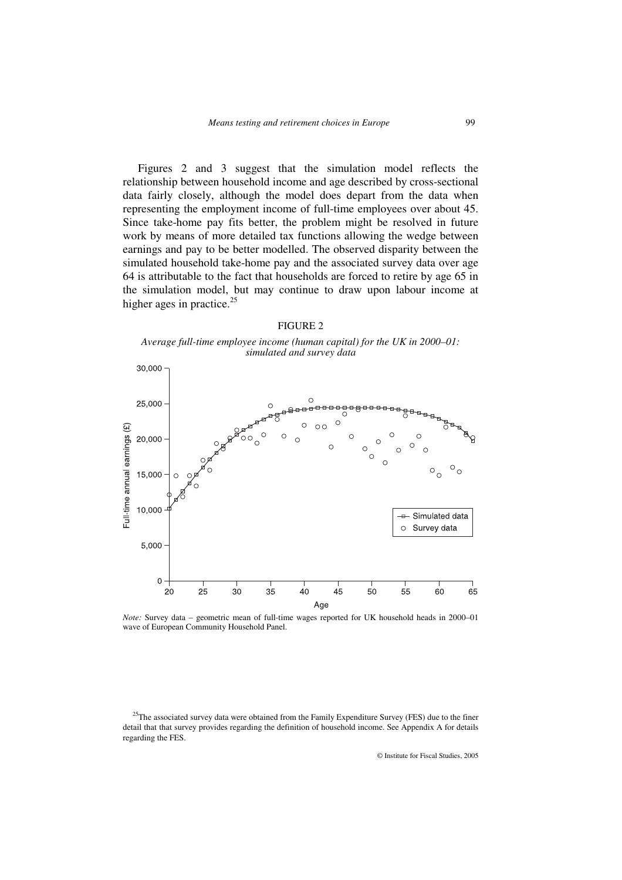Figures 2 and 3 suggest that the simulation model reflects the relationship between household income and age described by cross-sectional data fairly closely, although the model does depart from the data when representing the employment income of full-time employees over about 45. Since take-home pay fits better, the problem might be resolved in future work by means of more detailed tax functions allowing the wedge between earnings and pay to be better modelled. The observed disparity between the simulated household take-home pay and the associated survey data over age 64 is attributable to the fact that households are forced to retire by age 65 in the simulation model, but may continue to draw upon labour income at higher ages in practice.[25]

FIGURE 2

*Average full-time employee income (human capital) for the UK in 2000–01: simulated and survey data*

*Note:* Survey data – geometric mean of full-time wages reported for UK household heads in 2000–01 wave of European Community Household Panel.

[25]The associated survey data were obtained from the Family Expenditure Survey (FES) due to the finer detail that that survey provides regarding the definition of household income. See Appendix A for details regarding the FES.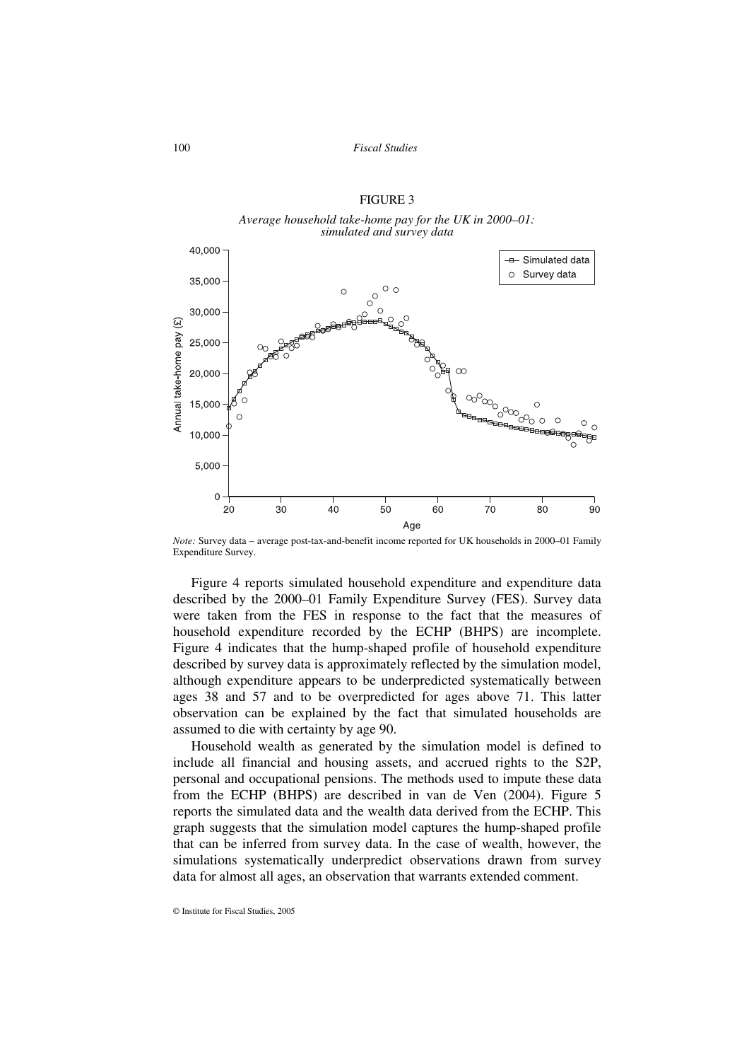FIGURE 3

*Average household take-home pay for the UK in 2000–01: simulated and survey data*

*Note:* Survey data – average post-tax-and-benefit income reported for UK households in 2000–01 Family Expenditure Survey.

Figure 4 reports simulated household expenditure and expenditure data described by the 2000–01 Family Expenditure Survey (FES). Survey data were taken from the FES in response to the fact that the measures of household expenditure recorded by the ECHP (BHPS) are incomplete. Figure 4 indicates that the hump-shaped profile of household expenditure described by survey data is approximately reflected by the simulation model, although expenditure appears to be underpredicted systematically between ages 38 and 57 and to be overpredicted for ages above 71. This latter observation can be explained by the fact that simulated households are assumed to die with certainty by age 90.

Household wealth as generated by the simulation model is defined to include all financial and housing assets, and accrued rights to the S2P, personal and occupational pensions. The methods used to impute these data from the ECHP (BHPS) are described in van de Ven (2004). Figure 5 reports the simulated data and the wealth data derived from the ECHP. This graph suggests that the simulation model captures the hump-shaped profile that can be inferred from survey data. In the case of wealth, however, the simulations systematically underpredict observations drawn from survey data for almost all ages, an observation that warrants extended comment.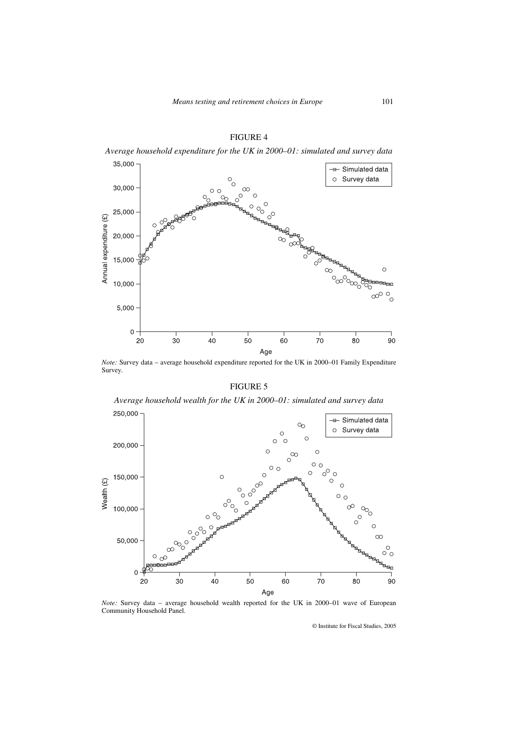FIGURE 4

*Average household expenditure for the UK in 2000–01: simulated and survey data*

*Note:* Survey data – average household expenditure reported for the UK in 2000–01 Family Expenditure Survey.

FIGURE 5

*Average household wealth for the UK in 2000–01: simulated and survey data*

*Note:* Survey data – average household wealth reported for the UK in 2000–01 wave of European Community Household Panel.

© Institute for Fiscal Studies, 2005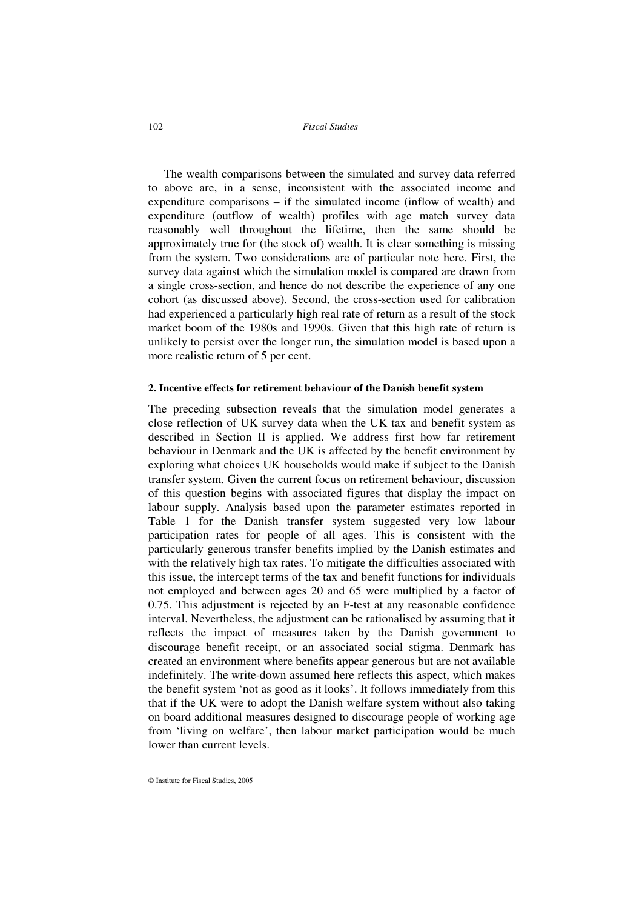The wealth comparisons between the simulated and survey data referred to above are, in a sense, inconsistent with the associated income and expenditure comparisons – if the simulated income (inflow of wealth) and expenditure (outflow of wealth) profiles with age match survey data reasonably well throughout the lifetime, then the same should be approximately true for (the stock of) wealth. It is clear something is missing from the system. Two considerations are of particular note here. First, the survey data against which the simulation model is compared are drawn from a single cross-section, and hence do not describe the experience of any one cohort (as discussed above). Second, the cross-section used for calibration had experienced a particularly high real rate of return as a result of the stock market boom of the 1980s and 1990s. Given that this high rate of return is unlikely to persist over the longer run, the simulation model is based upon a more realistic return of 5 per cent.

#### 2. Incentive effects for retirement behaviour of the Danish benefit system

The preceding subsection reveals that the simulation model generates a close reflection of UK survey data when the UK tax and benefit system as described in Section II is applied. We address first how far retirement behaviour in Denmark and the UK is affected by the benefit environment by exploring what choices UK households would make if subject to the Danish transfer system. Given the current focus on retirement behaviour, discussion of this question begins with associated figures that display the impact on labour supply. Analysis based upon the parameter estimates reported in Table 1 for the Danish transfer system suggested very low labour participation rates for people of all ages. This is consistent with the particularly generous transfer benefits implied by the Danish estimates and with the relatively high tax rates. To mitigate the difficulties associated with this issue, the intercept terms of the tax and benefit functions for individuals not employed and between ages 20 and 65 were multiplied by a factor of 0.75. This adjustment is rejected by an F-test at any reasonable confidence interval. Nevertheless, the adjustment can be rationalised by assuming that it reflects the impact of measures taken by the Danish government to discourage benefit receipt, or an associated social stigma. Denmark has created an environment where benefits appear generous but are not available indefinitely. The write-down assumed here reflects this aspect, which makes the benefit system 'not as good as it looks'. It follows immediately from this that if the UK were to adopt the Danish welfare system without also taking on board additional measures designed to discourage people of working age from 'living on welfare', then labour market participation would be much lower than current levels.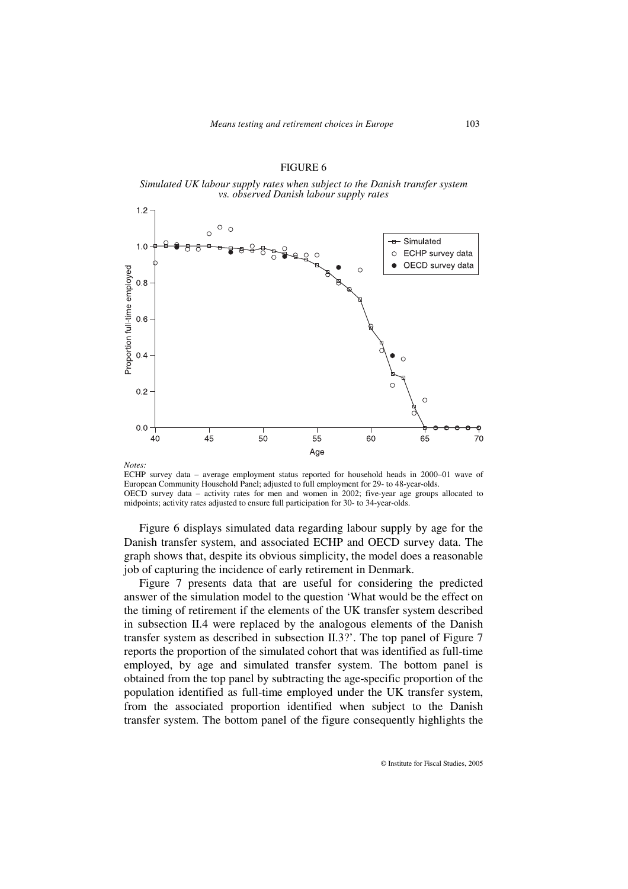FIGURE 6

*Simulated UK labour supply rates when subject to the Danish transfer system vs. observed Danish labour supply rates*

*Notes:*

ECHP survey data – average employment status reported for household heads in 2000–01 wave of European Community Household Panel; adjusted to full employment for 29- to 48-year-olds.

OECD survey data – activity rates for men and women in 2002; five-year age groups allocated to midpoints; activity rates adjusted to ensure full participation for 30- to 34-year-olds.

Figure 6 displays simulated data regarding labour supply by age for the Danish transfer system, and associated ECHP and OECD survey data. The graph shows that, despite its obvious simplicity, the model does a reasonable job of capturing the incidence of early retirement in Denmark.

Figure 7 presents data that are useful for considering the predicted answer of the simulation model to the question 'What would be the effect on the timing of retirement if the elements of the UK transfer system described in subsection II.4 were replaced by the analogous elements of the Danish transfer system as described in subsection II.3?'. The top panel of Figure 7 reports the proportion of the simulated cohort that was identified as full-time employed, by age and simulated transfer system. The bottom panel is obtained from the top panel by subtracting the age-specific proportion of the population identified as full-time employed under the UK transfer system, from the associated proportion identified when subject to the Danish transfer system. The bottom panel of the figure consequently highlights the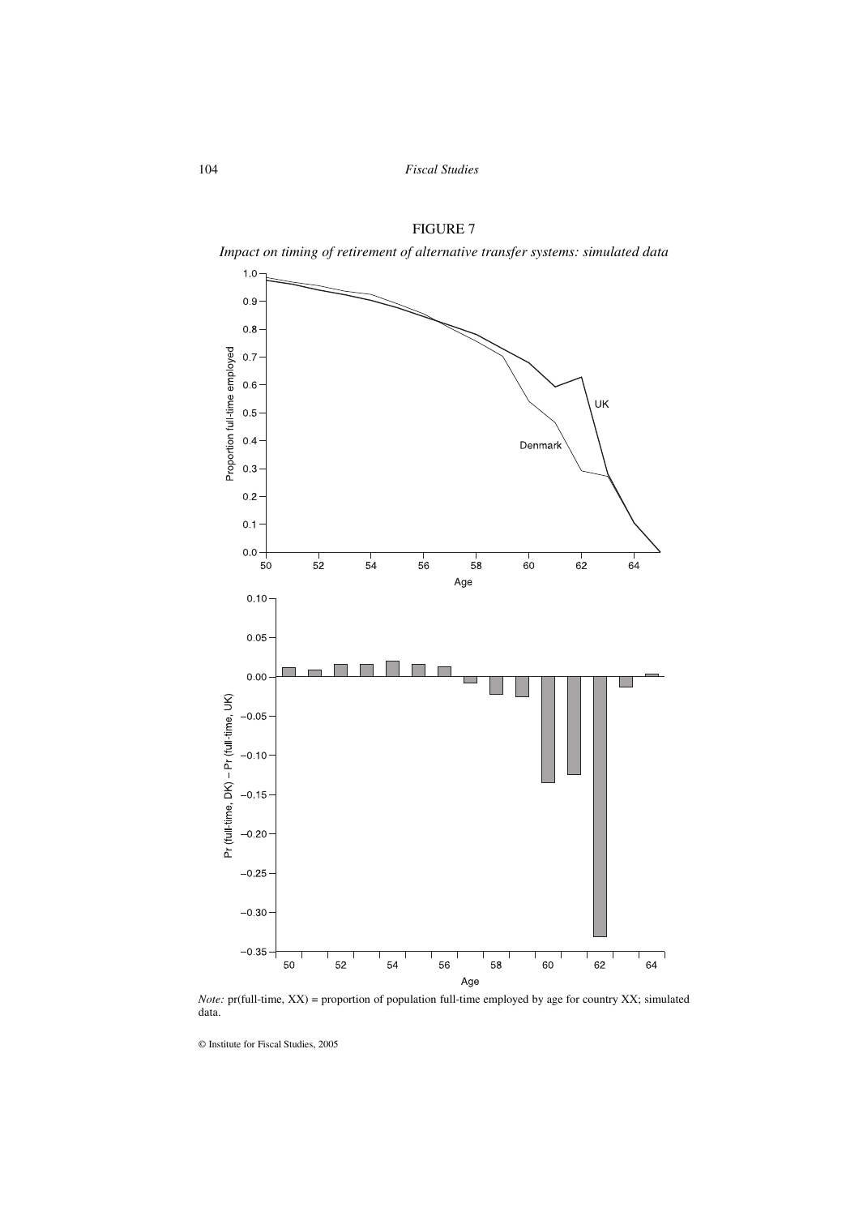FIGURE 7

*Impact on timing of retirement of alternative transfer systems: simulated data*

*Note:* pr(full-time, XX) = proportion of population full-time employed by age for country XX; simulated data.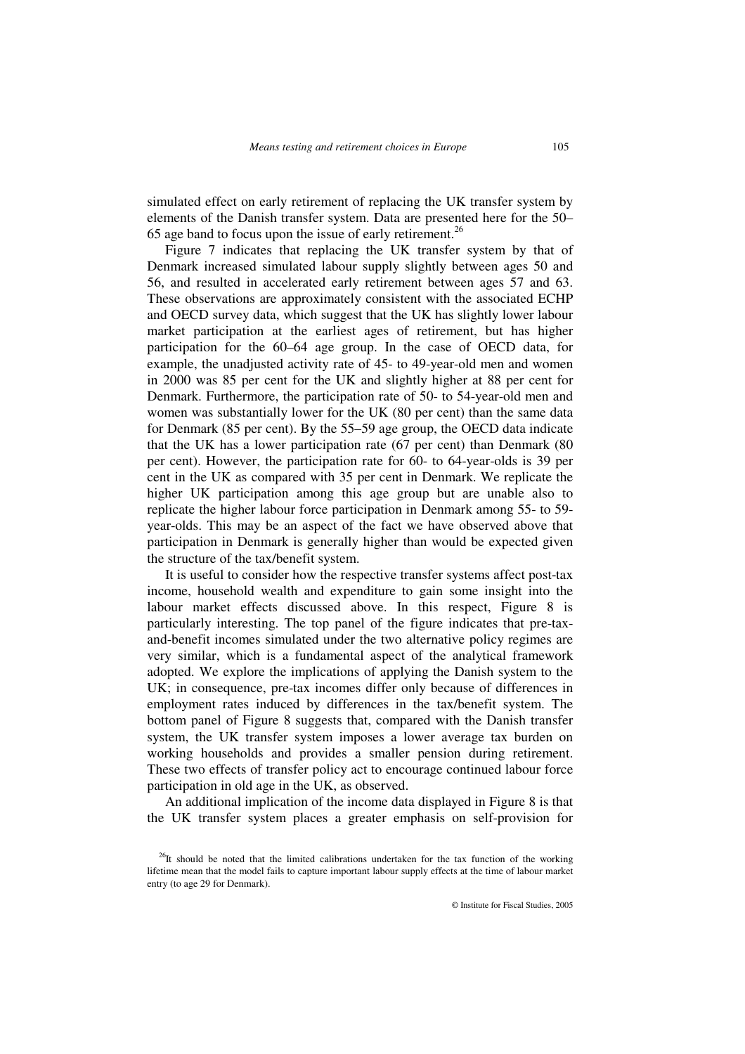simulated effect on early retirement of replacing the UK transfer system by elements of the Danish transfer system. Data are presented here for the 50–65 age band to focus upon the issue of early retirement.[26]

Figure 7 indicates that replacing the UK transfer system by that of Denmark increased simulated labour supply slightly between ages 50 and 56, and resulted in accelerated early retirement between ages 57 and 63. These observations are approximately consistent with the associated ECHP and OECD survey data, which suggest that the UK has slightly lower labour market participation at the earliest ages of retirement, but has higher participation for the 60–64 age group. In the case of OECD data, for example, the unadjusted activity rate of 45- to 49-year-old men and women in 2000 was 85 per cent for the UK and slightly higher at 88 per cent for Denmark. Furthermore, the participation rate of 50- to 54-year-old men and women was substantially lower for the UK (80 per cent) than the same data for Denmark (85 per cent). By the 55–59 age group, the OECD data indicate that the UK has a lower participation rate (67 per cent) than Denmark (80 per cent). However, the participation rate for 60- to 64-year-olds is 39 per cent in the UK as compared with 35 per cent in Denmark. We replicate the higher UK participation among this age group but are unable also to replicate the higher labour force participation in Denmark among 55- to 59-year-olds. This may be an aspect of the fact we have observed above that participation in Denmark is generally higher than would be expected given the structure of the tax/benefit system.

It is useful to consider how the respective transfer systems affect post-tax income, household wealth and expenditure to gain some insight into the labour market effects discussed above. In this respect, Figure 8 is particularly interesting. The top panel of the figure indicates that pre-tax-and-benefit incomes simulated under the two alternative policy regimes are very similar, which is a fundamental aspect of the analytical framework adopted. We explore the implications of applying the Danish system to the UK; in consequence, pre-tax incomes differ only because of differences in employment rates induced by differences in the tax/benefit system. The bottom panel of Figure 8 suggests that, compared with the Danish transfer system, the UK transfer system imposes a lower average tax burden on working households and provides a smaller pension during retirement. These two effects of transfer policy act to encourage continued labour force participation in old age in the UK, as observed.

An additional implication of the income data displayed in Figure 8 is that the UK transfer system places a greater emphasis on self-provision for

[26] It should be noted that the limited calibrations undertaken for the tax function of the working lifetime mean that the model fails to capture important labour supply effects at the time of labour market entry (to age 29 for Denmark).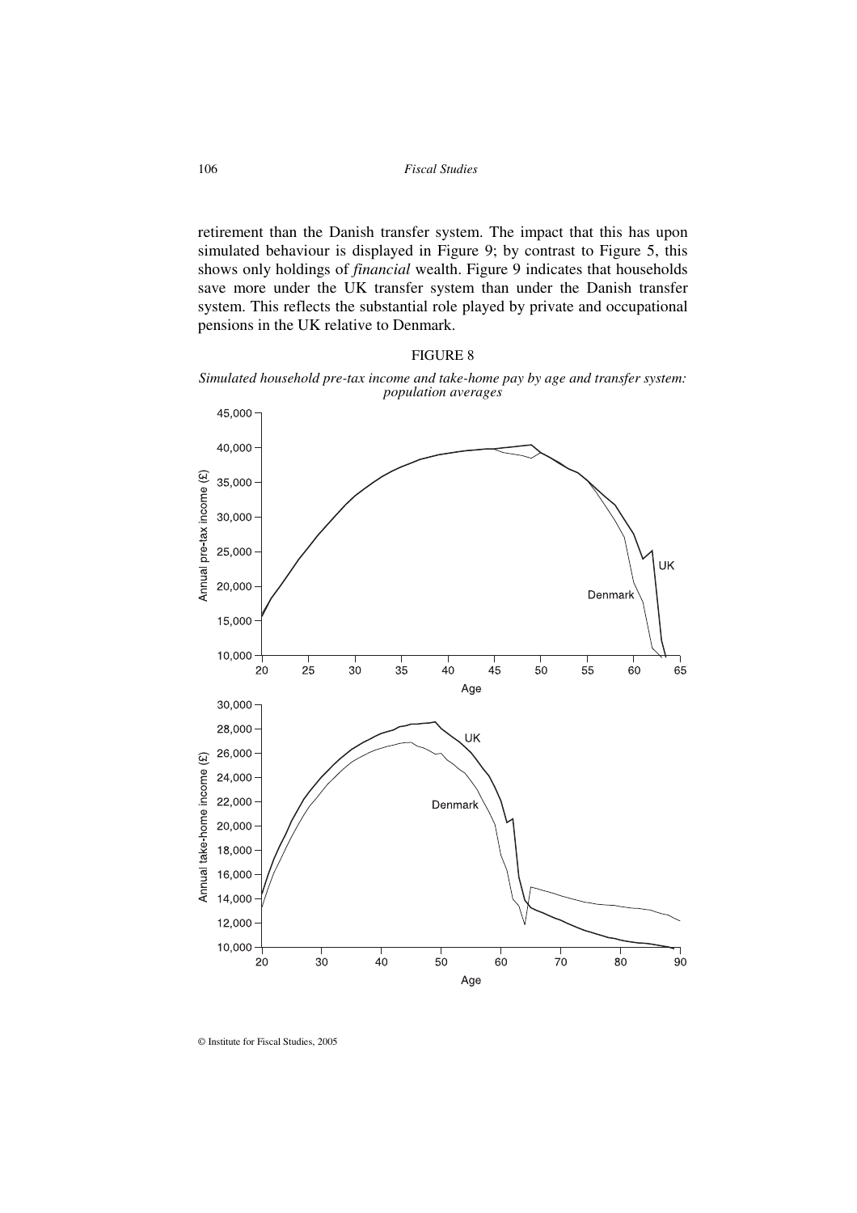retirement than the Danish transfer system. The impact that this has upon simulated behaviour is displayed in Figure 9; by contrast to Figure 5, this shows only holdings of *financial* wealth. Figure 9 indicates that households save more under the UK transfer system than under the Danish transfer system. This reflects the substantial role played by private and occupational pensions in the UK relative to Denmark.

FIGURE 8

*Simulated household pre-tax income and take-home pay by age and transfer system: population averages*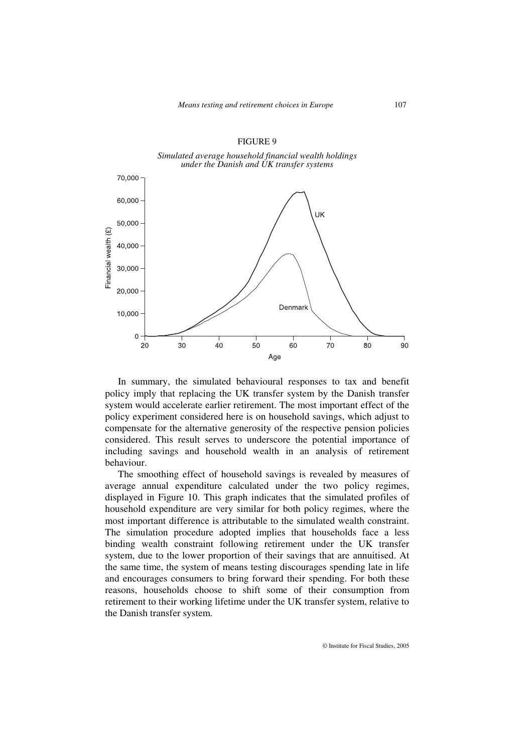FIGURE 9

*Simulated average household financial wealth holdings under the Danish and UK transfer systems*

In summary, the simulated behavioural responses to tax and benefit policy imply that replacing the UK transfer system by the Danish transfer system would accelerate earlier retirement. The most important effect of the policy experiment considered here is on household savings, which adjust to compensate for the alternative generosity of the respective pension policies considered. This result serves to underscore the potential importance of including savings and household wealth in an analysis of retirement behaviour.

The smoothing effect of household savings is revealed by measures of average annual expenditure calculated under the two policy regimes, displayed in Figure 10. This graph indicates that the simulated profiles of household expenditure are very similar for both policy regimes, where the most important difference is attributable to the simulated wealth constraint. The simulation procedure adopted implies that households face a less binding wealth constraint following retirement under the UK transfer system, due to the lower proportion of their savings that are annuitised. At the same time, the system of means testing discourages spending late in life and encourages consumers to bring forward their spending. For both these reasons, households choose to shift some of their consumption from retirement to their working lifetime under the UK transfer system, relative to the Danish transfer system.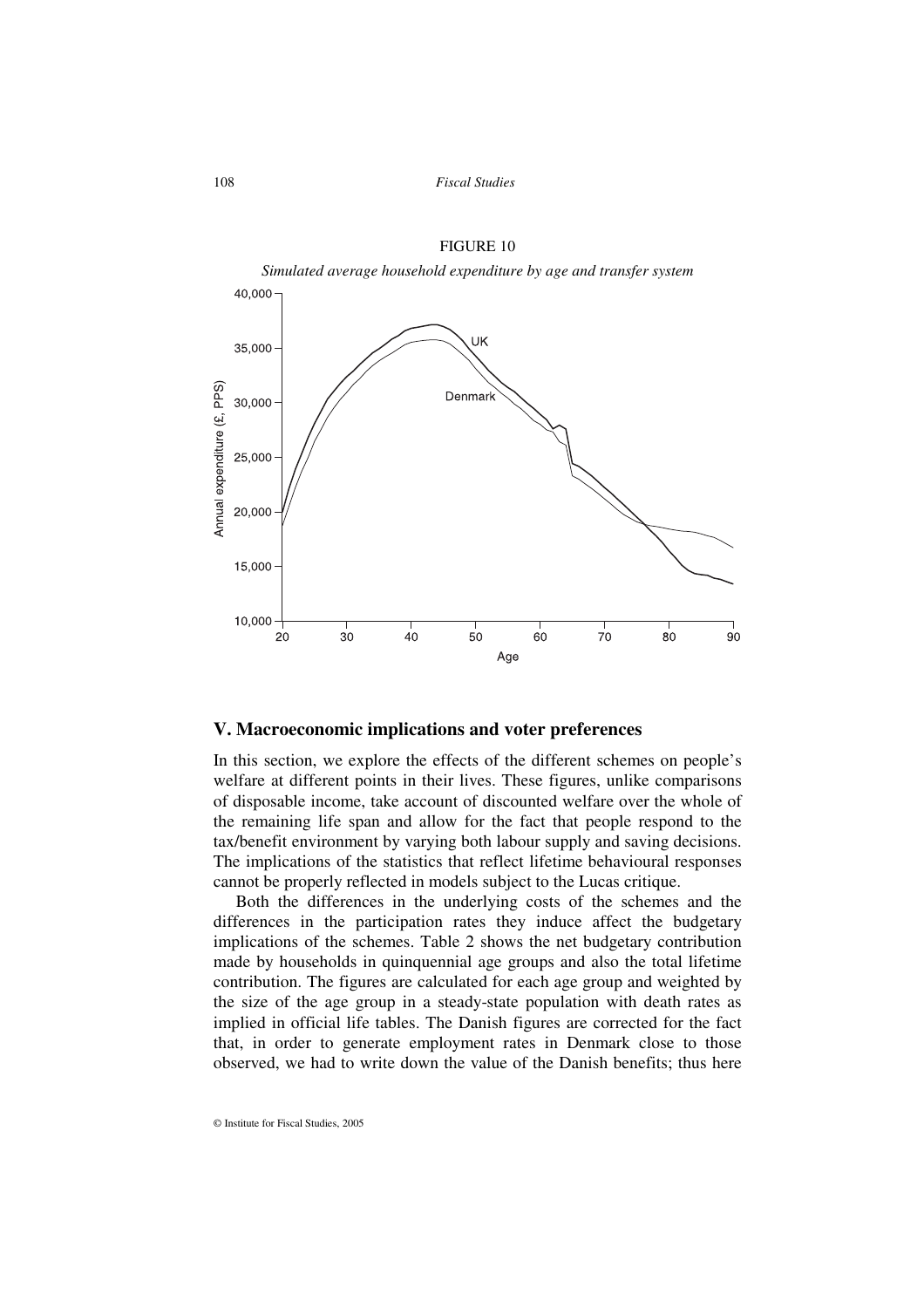FIGURE 10

*Simulated average household expenditure by age and transfer system*

## V. Macroeconomic implications and voter preferences

In this section, we explore the effects of the different schemes on people's welfare at different points in their lives. These figures, unlike comparisons of disposable income, take account of discounted welfare over the whole of the remaining life span and allow for the fact that people respond to the tax/benefit environment by varying both labour supply and saving decisions. The implications of the statistics that reflect lifetime behavioural responses cannot be properly reflected in models subject to the Lucas critique.

Both the differences in the underlying costs of the schemes and the differences in the participation rates they induce affect the budgetary implications of the schemes. Table 2 shows the net budgetary contribution made by households in quinquennial age groups and also the total lifetime contribution. The figures are calculated for each age group and weighted by the size of the age group in a steady-state population with death rates as implied in official life tables. The Danish figures are corrected for the fact that, in order to generate employment rates in Denmark close to those observed, we had to write down the value of the Danish benefits; thus here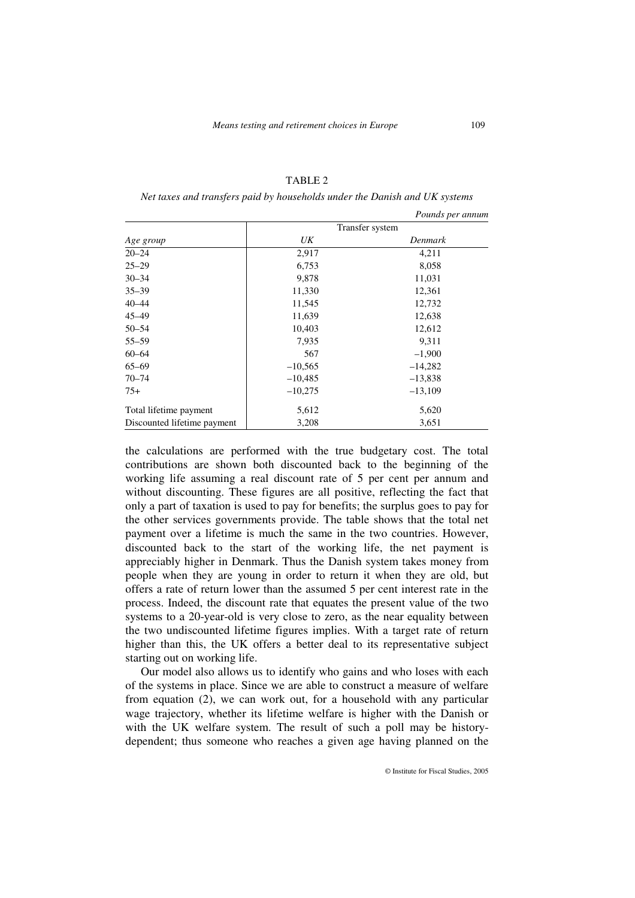TABLE 2

*Net taxes and transfers paid by households under the Danish and UK systems*

*Pounds per annum*

| *Age group* | Transfer system | |
|---|---|---|
| | *UK* | *Denmark* |
| 20–24 | 2,917 | 4,211 |
| 25–29 | 6,753 | 8,058 |
| 30–34 | 9,878 | 11,031 |
| 35–39 | 11,330 | 12,361 |
| 40–44 | 11,545 | 12,732 |
| 45–49 | 11,639 | 12,638 |
| 50–54 | 10,403 | 12,612 |
| 55–59 | 7,935 | 9,311 |
| 60–64 | 567 | –1,900 |
| 65–69 | –10,565 | –14,282 |
| 70–74 | –10,485 | –13,838 |
| 75+ | –10,275 | –13,109 |
| Total lifetime payment | 5,612 | 5,620 |
| Discounted lifetime payment | 3,208 | 3,651 |

the calculations are performed with the true budgetary cost. The total contributions are shown both discounted back to the beginning of the working life assuming a real discount rate of 5 per cent per annum and without discounting. These figures are all positive, reflecting the fact that only a part of taxation is used to pay for benefits; the surplus goes to pay for the other services governments provide. The table shows that the total net payment over a lifetime is much the same in the two countries. However, discounted back to the start of the working life, the net payment is appreciably higher in Denmark. Thus the Danish system takes money from people when they are young in order to return it when they are old, but offers a rate of return lower than the assumed 5 per cent interest rate in the process. Indeed, the discount rate that equates the present value of the two systems to a 20-year-old is very close to zero, as the near equality between the two undiscounted lifetime figures implies. With a target rate of return higher than this, the UK offers a better deal to its representative subject starting out on working life.

Our model also allows us to identify who gains and who loses with each of the systems in place. Since we are able to construct a measure of welfare from equation (2), we can work out, for a household with any particular wage trajectory, whether its lifetime welfare is higher with the Danish or with the UK welfare system. The result of such a poll may be history-dependent; thus someone who reaches a given age having planned on the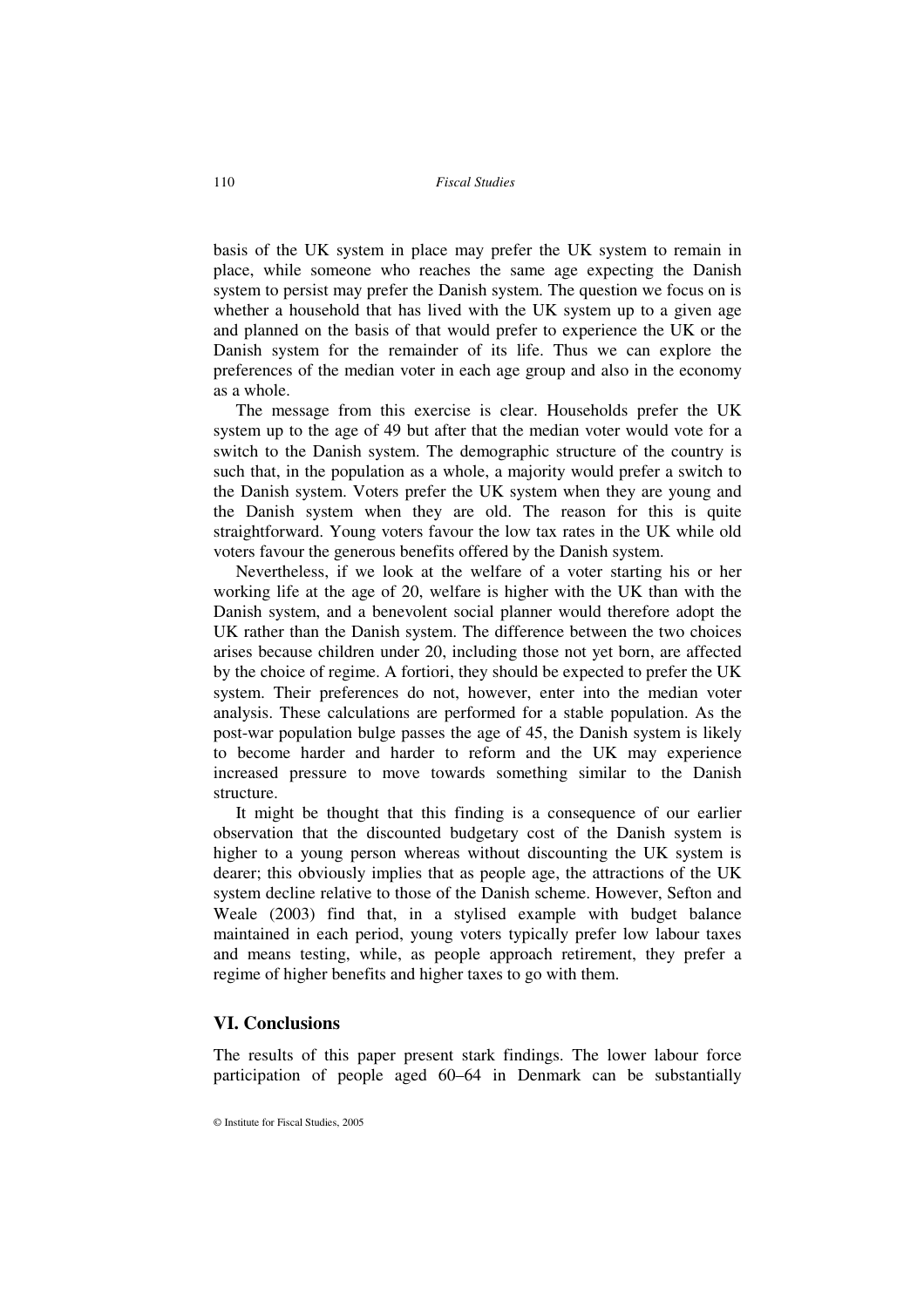basis of the UK system in place may prefer the UK system to remain in place, while someone who reaches the same age expecting the Danish system to persist may prefer the Danish system. The question we focus on is whether a household that has lived with the UK system up to a given age and planned on the basis of that would prefer to experience the UK or the Danish system for the remainder of its life. Thus we can explore the preferences of the median voter in each age group and also in the economy as a whole.

The message from this exercise is clear. Households prefer the UK system up to the age of 49 but after that the median voter would vote for a switch to the Danish system. The demographic structure of the country is such that, in the population as a whole, a majority would prefer a switch to the Danish system. Voters prefer the UK system when they are young and the Danish system when they are old. The reason for this is quite straightforward. Young voters favour the low tax rates in the UK while old voters favour the generous benefits offered by the Danish system.

Nevertheless, if we look at the welfare of a voter starting his or her working life at the age of 20, welfare is higher with the UK than with the Danish system, and a benevolent social planner would therefore adopt the UK rather than the Danish system. The difference between the two choices arises because children under 20, including those not yet born, are affected by the choice of regime. A fortiori, they should be expected to prefer the UK system. Their preferences do not, however, enter into the median voter analysis. These calculations are performed for a stable population. As the post-war population bulge passes the age of 45, the Danish system is likely to become harder and harder to reform and the UK may experience increased pressure to move towards something similar to the Danish structure.

It might be thought that this finding is a consequence of our earlier observation that the discounted budgetary cost of the Danish system is higher to a young person whereas without discounting the UK system is dearer; this obviously implies that as people age, the attractions of the UK system decline relative to those of the Danish scheme. However, Sefton and Weale (2003) find that, in a stylised example with budget balance maintained in each period, young voters typically prefer low labour taxes and means testing, while, as people approach retirement, they prefer a regime of higher benefits and higher taxes to go with them.

## VI. Conclusions

The results of this paper present stark findings. The lower labour force participation of people aged 60–64 in Denmark can be substantially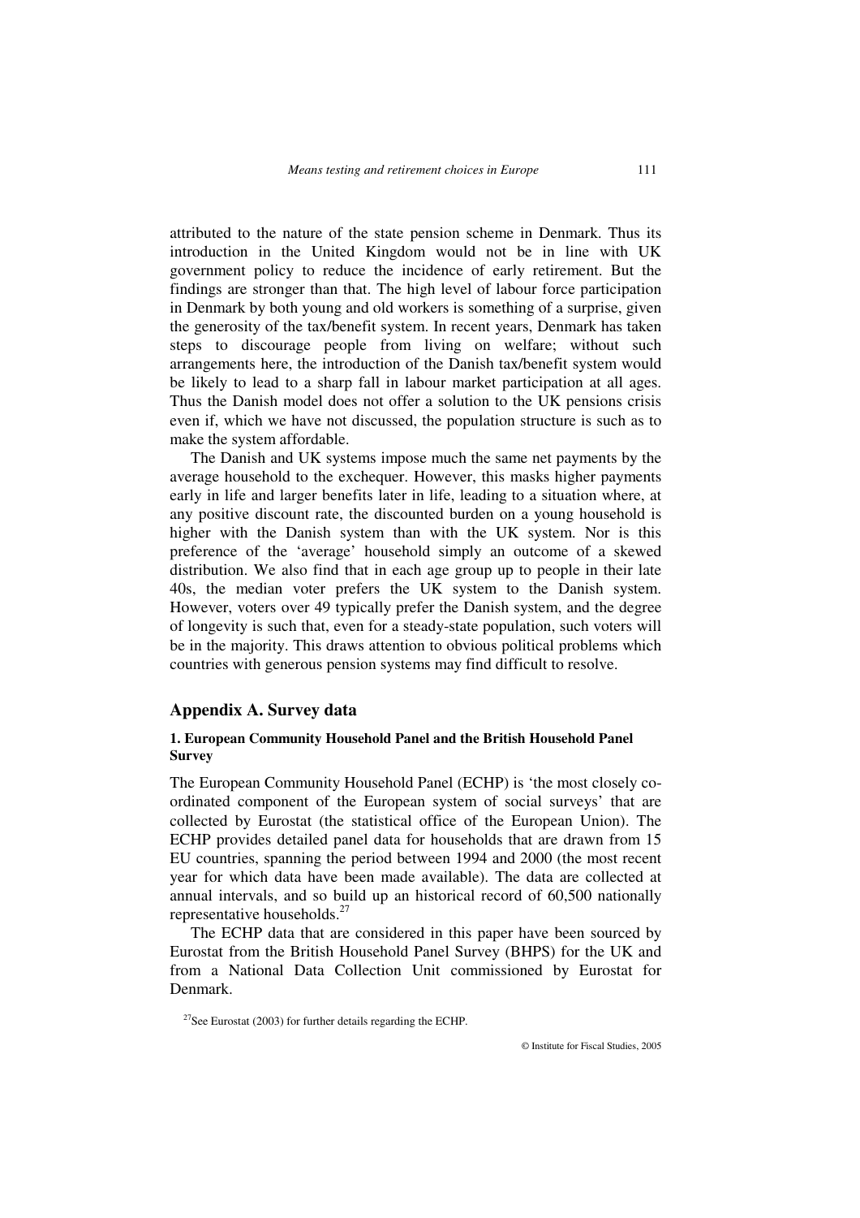attributed to the nature of the state pension scheme in Denmark. Thus its introduction in the United Kingdom would not be in line with UK government policy to reduce the incidence of early retirement. But the findings are stronger than that. The high level of labour force participation in Denmark by both young and old workers is something of a surprise, given the generosity of the tax/benefit system. In recent years, Denmark has taken steps to discourage people from living on welfare; without such arrangements here, the introduction of the Danish tax/benefit system would be likely to lead to a sharp fall in labour market participation at all ages. Thus the Danish model does not offer a solution to the UK pensions crisis even if, which we have not discussed, the population structure is such as to make the system affordable.

The Danish and UK systems impose much the same net payments by the average household to the exchequer. However, this masks higher payments early in life and larger benefits later in life, leading to a situation where, at any positive discount rate, the discounted burden on a young household is higher with the Danish system than with the UK system. Nor is this preference of the 'average' household simply an outcome of a skewed distribution. We also find that in each age group up to people in their late 40s, the median voter prefers the UK system to the Danish system. However, voters over 49 typically prefer the Danish system, and the degree of longevity is such that, even for a steady-state population, such voters will be in the majority. This draws attention to obvious political problems which countries with generous pension systems may find difficult to resolve.

## Appendix A. Survey data

### 1. European Community Household Panel and the British Household Panel Survey

The European Community Household Panel (ECHP) is 'the most closely co-ordinated component of the European system of social surveys' that are collected by Eurostat (the statistical office of the European Union). The ECHP provides detailed panel data for households that are drawn from 15 EU countries, spanning the period between 1994 and 2000 (the most recent year for which data have been made available). The data are collected at annual intervals, and so build up an historical record of 60,500 nationally representative households.[27]

The ECHP data that are considered in this paper have been sourced by Eurostat from the British Household Panel Survey (BHPS) for the UK and from a National Data Collection Unit commissioned by Eurostat for Denmark.

[27]See Eurostat (2003) for further details regarding the ECHP.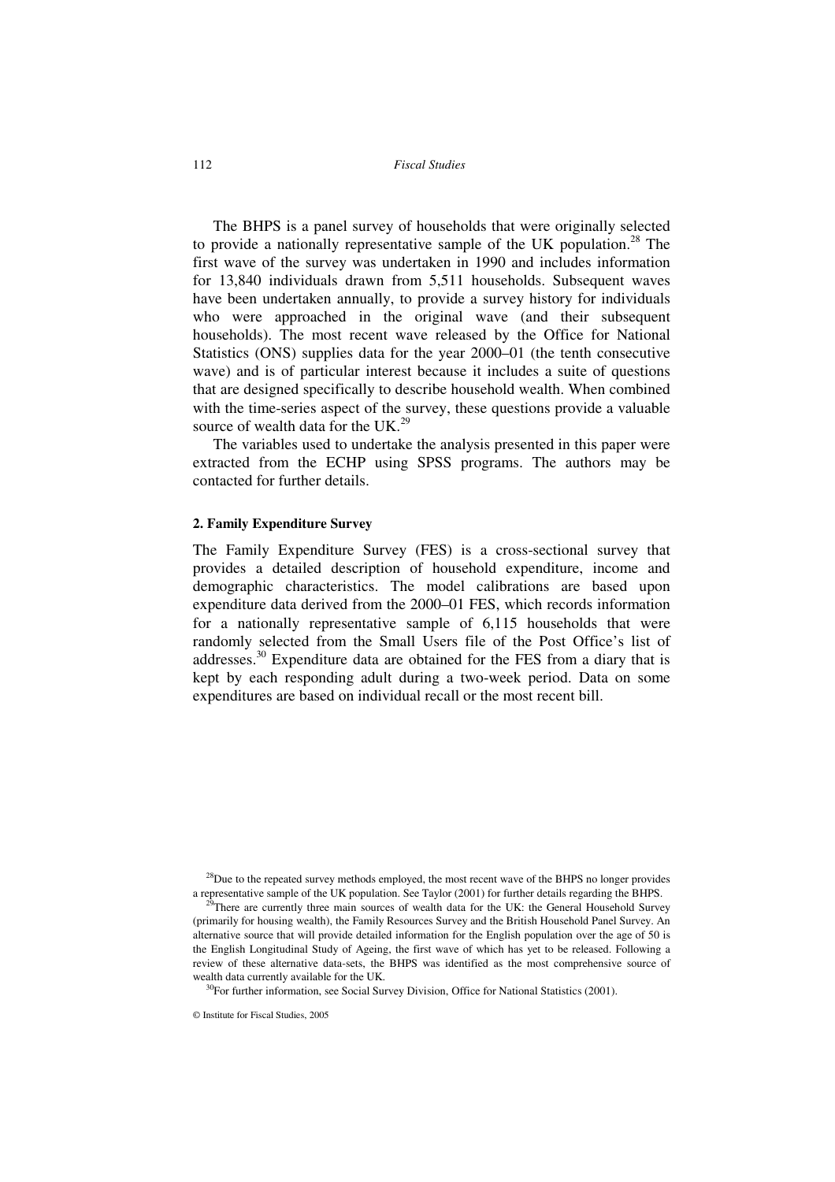The BHPS is a panel survey of households that were originally selected to provide a nationally representative sample of the UK population.[28] The first wave of the survey was undertaken in 1990 and includes information for 13,840 individuals drawn from 5,511 households. Subsequent waves have been undertaken annually, to provide a survey history for individuals who were approached in the original wave (and their subsequent households). The most recent wave released by the Office for National Statistics (ONS) supplies data for the year 2000–01 (the tenth consecutive wave) and is of particular interest because it includes a suite of questions that are designed specifically to describe household wealth. When combined with the time-series aspect of the survey, these questions provide a valuable source of wealth data for the UK.[29]

The variables used to undertake the analysis presented in this paper were extracted from the ECHP using SPSS programs. The authors may be contacted for further details.

#### 2. Family Expenditure Survey

The Family Expenditure Survey (FES) is a cross-sectional survey that provides a detailed description of household expenditure, income and demographic characteristics. The model calibrations are based upon expenditure data derived from the 2000–01 FES, which records information for a nationally representative sample of 6,115 households that were randomly selected from the Small Users file of the Post Office's list of addresses.[30] Expenditure data are obtained for the FES from a diary that is kept by each responding adult during a two-week period. Data on some expenditures are based on individual recall or the most recent bill.

[28] Due to the repeated survey methods employed, the most recent wave of the BHPS no longer provides a representative sample of the UK population. See Taylor (2001) for further details regarding the BHPS.

[29] There are currently three main sources of wealth data for the UK: the General Household Survey (primarily for housing wealth), the Family Resources Survey and the British Household Panel Survey. An alternative source that will provide detailed information for the English population over the age of 50 is the English Longitudinal Study of Ageing, the first wave of which has yet to be released. Following a review of these alternative data-sets, the BHPS was identified as the most comprehensive source of wealth data currently available for the UK.

[30] For further information, see Social Survey Division, Office for National Statistics (2001).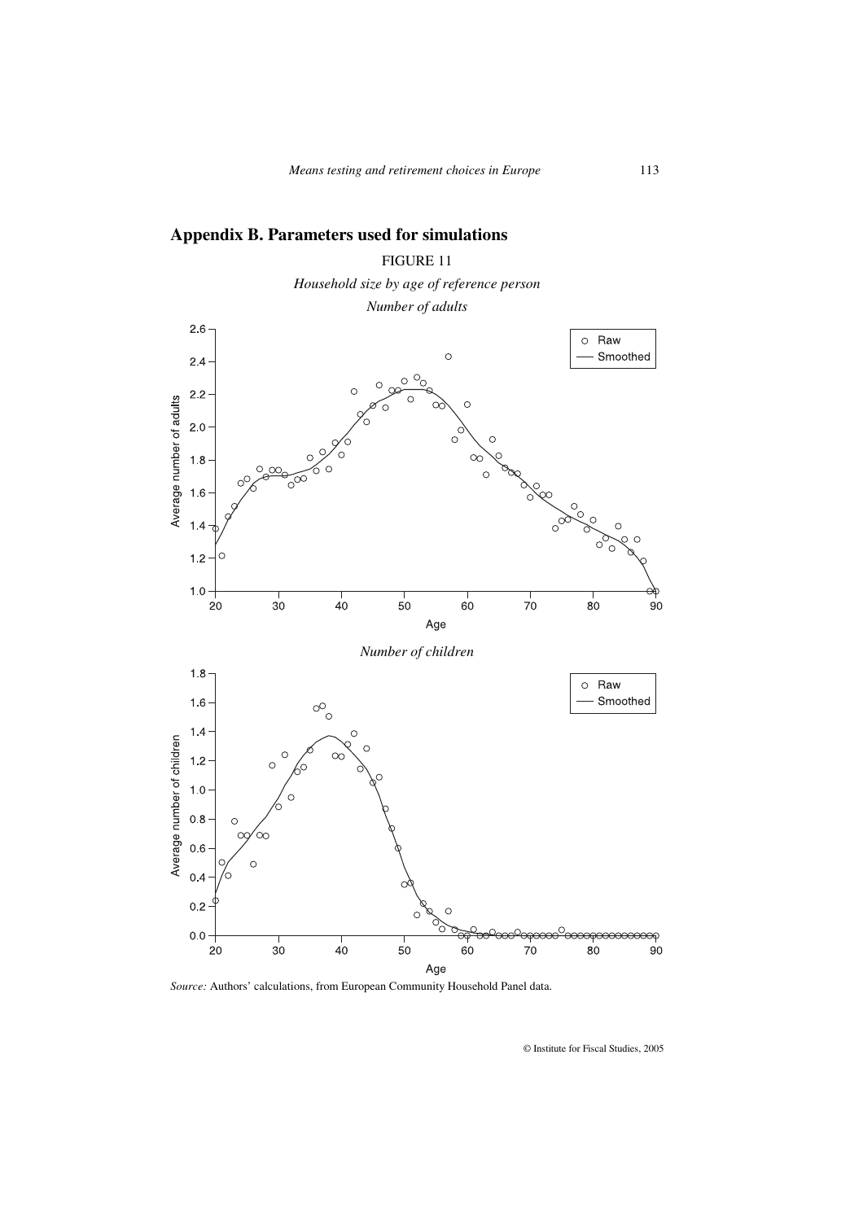## Appendix B. Parameters used for simulations

FIGURE 11

*Household size by age of reference person*

*Number of adults*

*Number of children*

*Source:* Authors' calculations, from European Community Household Panel data.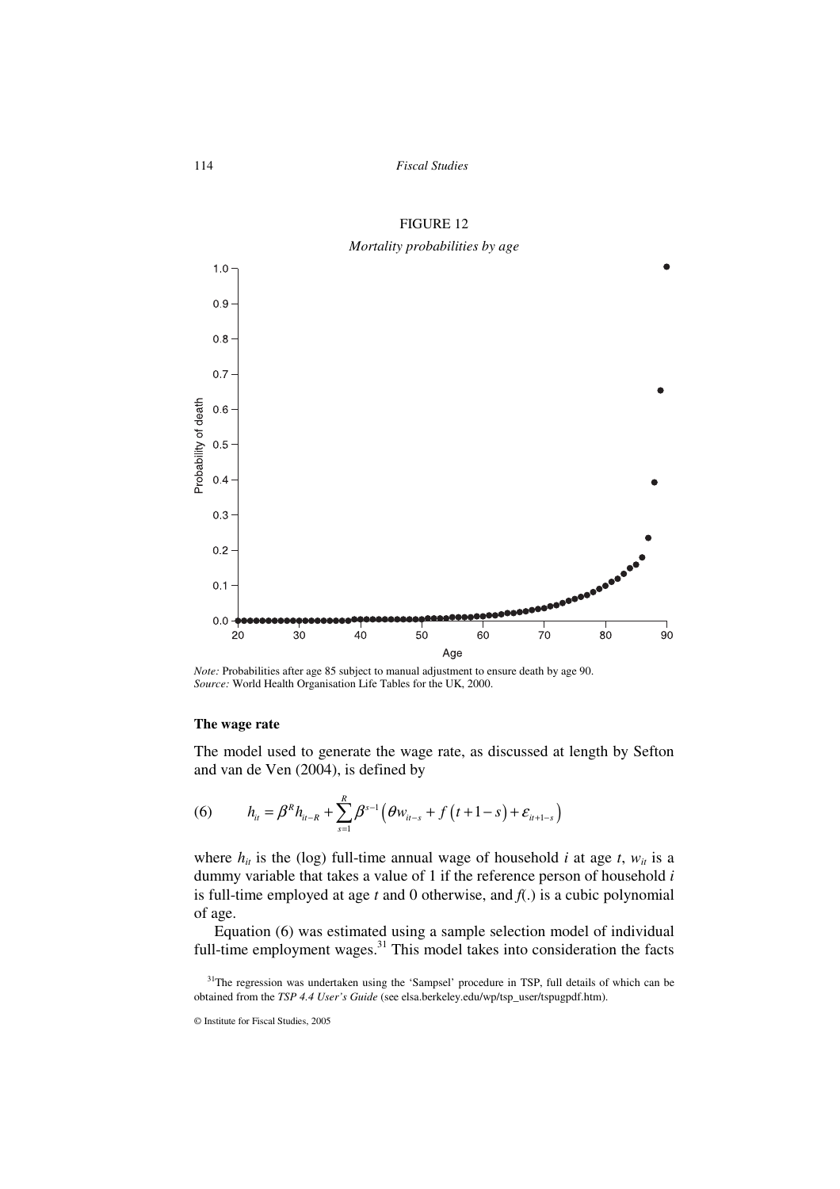FIGURE 12

*Mortality probabilities by age*

*Note:* Probabilities after age 85 subject to manual adjustment to ensure death by age 90.
*Source:* World Health Organisation Life Tables for the UK, 2000.

**The wage rate**

The model used to generate the wage rate, as discussed at length by Sefton and van de Ven (2004), is defined by

$$h_{it} = \beta^{R} h_{it-R} + \sum_{s=1}^{R} \beta^{s-1} \left( \theta w_{it-s} + f\left(t+1-s\right) + \varepsilon_{it+1-s} \right) \tag{6}$$

where $h_{it}$ is the (log) full-time annual wage of household $i$ at age $t$, $w_{it}$ is a dummy variable that takes a value of 1 if the reference person of household $i$ is full-time employed at age $t$ and 0 otherwise, and $f(.)$ is a cubic polynomial of age.

Equation (6) was estimated using a sample selection model of individual full-time employment wages.[31] This model takes into consideration the facts

[31]The regression was undertaken using the 'Sampsel' procedure in TSP, full details of which can be obtained from the *TSP 4.4 User's Guide* (see elsa.berkeley.edu/wp/tsp_user/tspugpdf.htm).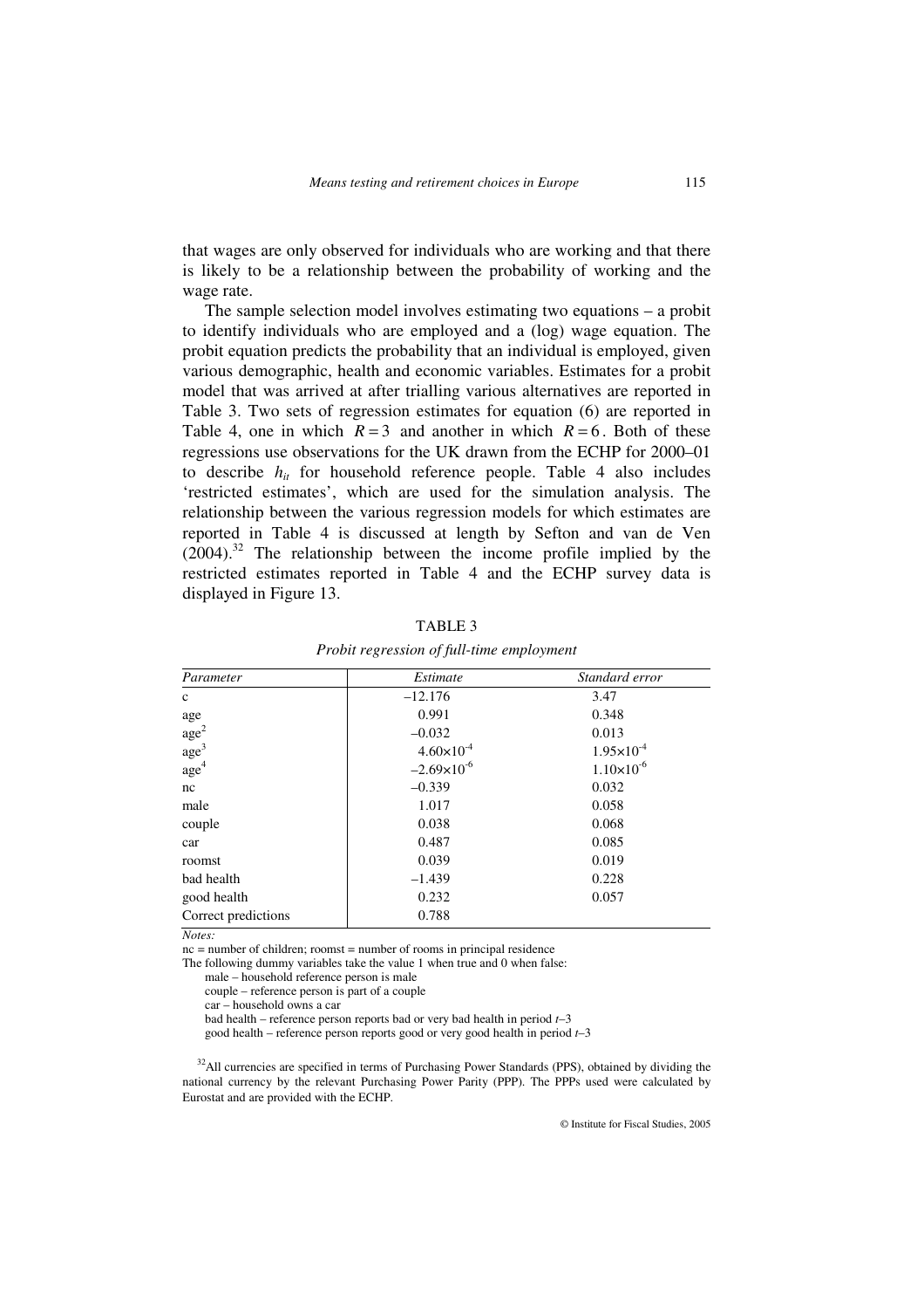that wages are only observed for individuals who are working and that there is likely to be a relationship between the probability of working and the wage rate.

The sample selection model involves estimating two equations – a probit to identify individuals who are employed and a (log) wage equation. The probit equation predicts the probability that an individual is employed, given various demographic, health and economic variables. Estimates for a probit model that was arrived at after trialling various alternatives are reported in Table 3. Two sets of regression estimates for equation (6) are reported in Table 4, one in which $R = 3$ and another in which $R = 6$. Both of these regressions use observations for the UK drawn from the ECHP for 2000–01 to describe $h_{it}$ for household reference people. Table 4 also includes 'restricted estimates', which are used for the simulation analysis. The relationship between the various regression models for which estimates are reported in Table 4 is discussed at length by Sefton and van de Ven (2004).[32] The relationship between the income profile implied by the restricted estimates reported in Table 4 and the ECHP survey data is displayed in Figure 13.

TABLE 3

*Probit regression of full-time employment*

| *Parameter* | *Estimate* | *Standard error* |
|---|---|---|
| c | −12.176 | 3.47 |
| age | 0.991 | 0.348 |
| age$^2$ | −0.032 | 0.013 |
| age$^3$ | $4.60\times10^{-4}$ | $1.95\times10^{-4}$ |
| age$^4$ | $-2.69\times10^{-6}$ | $1.10\times10^{-6}$ |
| nc | −0.339 | 0.032 |
| male | 1.017 | 0.058 |
| couple | 0.038 | 0.068 |
| car | 0.487 | 0.085 |
| roomst | 0.039 | 0.019 |
| bad health | −1.439 | 0.228 |
| good health | 0.232 | 0.057 |
| Correct predictions | 0.788 | |

*Notes:*

nc = number of children; roomst = number of rooms in principal residence

The following dummy variables take the value 1 when true and 0 when false:

male – household reference person is male

couple – reference person is part of a couple

car – household owns a car

bad health – reference person reports bad or very bad health in period *t*–3

good health – reference person reports good or very good health in period *t*–3

[32]All currencies are specified in terms of Purchasing Power Standards (PPS), obtained by dividing the national currency by the relevant Purchasing Power Parity (PPP). The PPPs used were calculated by Eurostat and are provided with the ECHP.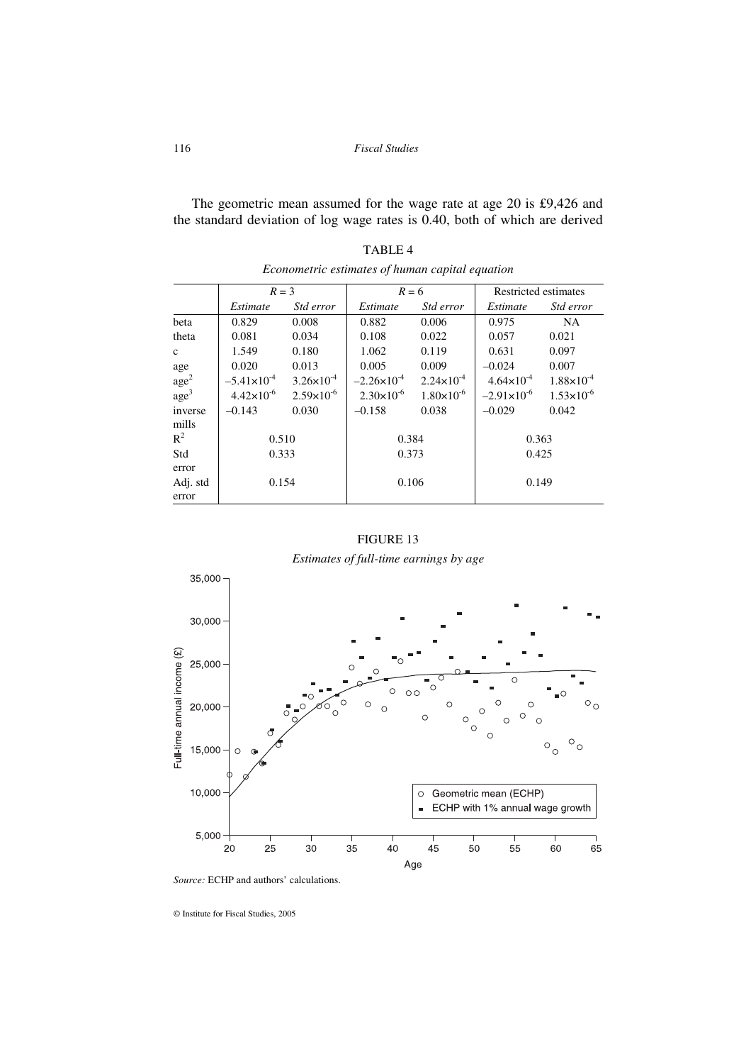The geometric mean assumed for the wage rate at age 20 is £9,426 and the standard deviation of log wage rates is 0.40, both of which are derived

TABLE 4

*Econometric estimates of human capital equation*

| | $R = 3$ | | $R = 6$ | | Restricted estimates | |
|---|---|---|---|---|---|---|
| | *Estimate* | *Std error* | *Estimate* | *Std error* | *Estimate* | *Std error* |
| beta | 0.829 | 0.008 | 0.882 | 0.006 | 0.975 | NA |
| theta | 0.081 | 0.034 | 0.108 | 0.022 | 0.057 | 0.021 |
| c | 1.549 | 0.180 | 1.062 | 0.119 | 0.631 | 0.097 |
| age | 0.020 | 0.013 | 0.005 | 0.009 | –0.024 | 0.007 |
| age$^2$ | $-5.41\times10^{-4}$ | $3.26\times10^{-4}$ | $-2.26\times10^{-4}$ | $2.24\times10^{-4}$ | $4.64\times10^{-4}$ | $1.88\times10^{-4}$ |
| age$^3$ | $4.42\times10^{-6}$ | $2.59\times10^{-6}$ | $2.30\times10^{-6}$ | $1.80\times10^{-6}$ | $-2.91\times10^{-6}$ | $1.53\times10^{-6}$ |
| inverse mills | –0.143 | 0.030 | –0.158 | 0.038 | –0.029 | 0.042 |
| $R^2$ | 0.510 | | 0.384 | | 0.363 | |
| Std error | 0.333 | | 0.373 | | 0.425 | |
| Adj. std error | 0.154 | | 0.106 | | 0.149 | |

FIGURE 13

*Estimates of full-time earnings by age*

*Source:* ECHP and authors' calculations.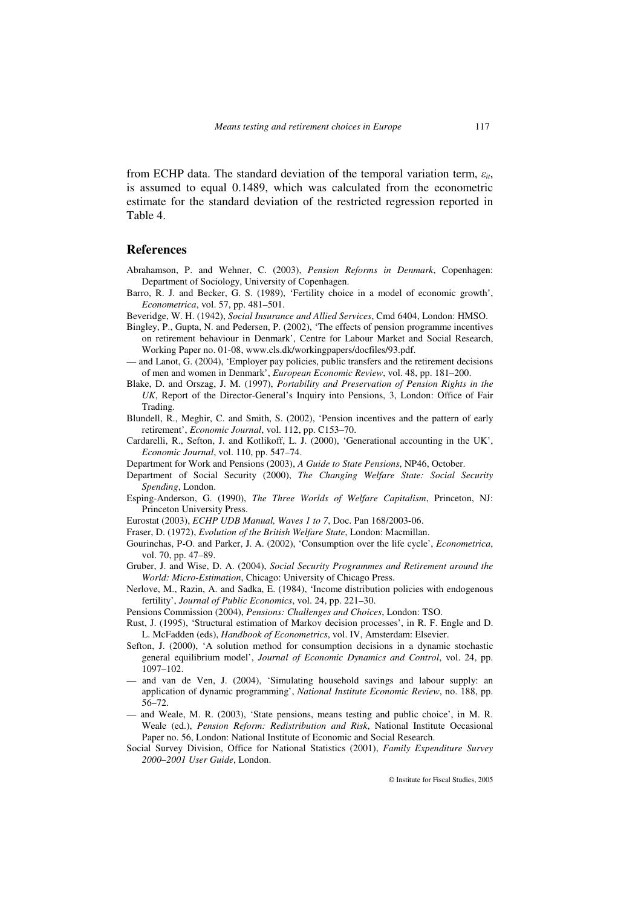from ECHP data. The standard deviation of the temporal variation term, $\varepsilon_{it}$, is assumed to equal 0.1489, which was calculated from the econometric estimate for the standard deviation of the restricted regression reported in Table 4.

## References

Abrahamson, P. and Wehner, C. (2003), *Pension Reforms in Denmark*, Copenhagen: Department of Sociology, University of Copenhagen.

Barro, R. J. and Becker, G. S. (1989), 'Fertility choice in a model of economic growth', *Econometrica*, vol. 57, pp. 481–501.

Beveridge, W. H. (1942), *Social Insurance and Allied Services*, Cmd 6404, London: HMSO.

Bingley, P., Gupta, N. and Pedersen, P. (2002), 'The effects of pension programme incentives on retirement behaviour in Denmark', Centre for Labour Market and Social Research, Working Paper no. 01-08, www.cls.dk/workingpapers/docfiles/93.pdf.

— and Lanot, G. (2004), 'Employer pay policies, public transfers and the retirement decisions of men and women in Denmark', *European Economic Review*, vol. 48, pp. 181–200.

Blake, D. and Orszag, J. M. (1997), *Portability and Preservation of Pension Rights in the UK*, Report of the Director-General's Inquiry into Pensions, 3, London: Office of Fair Trading.

Blundell, R., Meghir, C. and Smith, S. (2002), 'Pension incentives and the pattern of early retirement', *Economic Journal*, vol. 112, pp. C153–70.

Cardarelli, R., Sefton, J. and Kotlikoff, L. J. (2000), 'Generational accounting in the UK', *Economic Journal*, vol. 110, pp. 547–74.

Department for Work and Pensions (2003), *A Guide to State Pensions*, NP46, October.

Department of Social Security (2000), *The Changing Welfare State: Social Security Spending*, London.

Esping-Anderson, G. (1990), *The Three Worlds of Welfare Capitalism*, Princeton, NJ: Princeton University Press.

Eurostat (2003), *ECHP UDB Manual, Waves 1 to 7*, Doc. Pan 168/2003-06.

Fraser, D. (1972), *Evolution of the British Welfare State*, London: Macmillan.

Gourinchas, P-O. and Parker, J. A. (2002), 'Consumption over the life cycle', *Econometrica*, vol. 70, pp. 47–89.

Gruber, J. and Wise, D. A. (2004), *Social Security Programmes and Retirement around the World: Micro-Estimation*, Chicago: University of Chicago Press.

Nerlove, M., Razin, A. and Sadka, E. (1984), 'Income distribution policies with endogenous fertility', *Journal of Public Economics*, vol. 24, pp. 221–30.

Pensions Commission (2004), *Pensions: Challenges and Choices*, London: TSO.

Rust, J. (1995), 'Structural estimation of Markov decision processes', in R. F. Engle and D. L. McFadden (eds), *Handbook of Econometrics*, vol. IV, Amsterdam: Elsevier.

Sefton, J. (2000), 'A solution method for consumption decisions in a dynamic stochastic general equilibrium model', *Journal of Economic Dynamics and Control*, vol. 24, pp. 1097–102.

— and van de Ven, J. (2004), 'Simulating household savings and labour supply: an application of dynamic programming', *National Institute Economic Review*, no. 188, pp. 56–72.

— and Weale, M. R. (2003), 'State pensions, means testing and public choice', in M. R. Weale (ed.), *Pension Reform: Redistribution and Risk*, National Institute Occasional Paper no. 56, London: National Institute of Economic and Social Research.

Social Survey Division, Office for National Statistics (2001), *Family Expenditure Survey 2000–2001 User Guide*, London.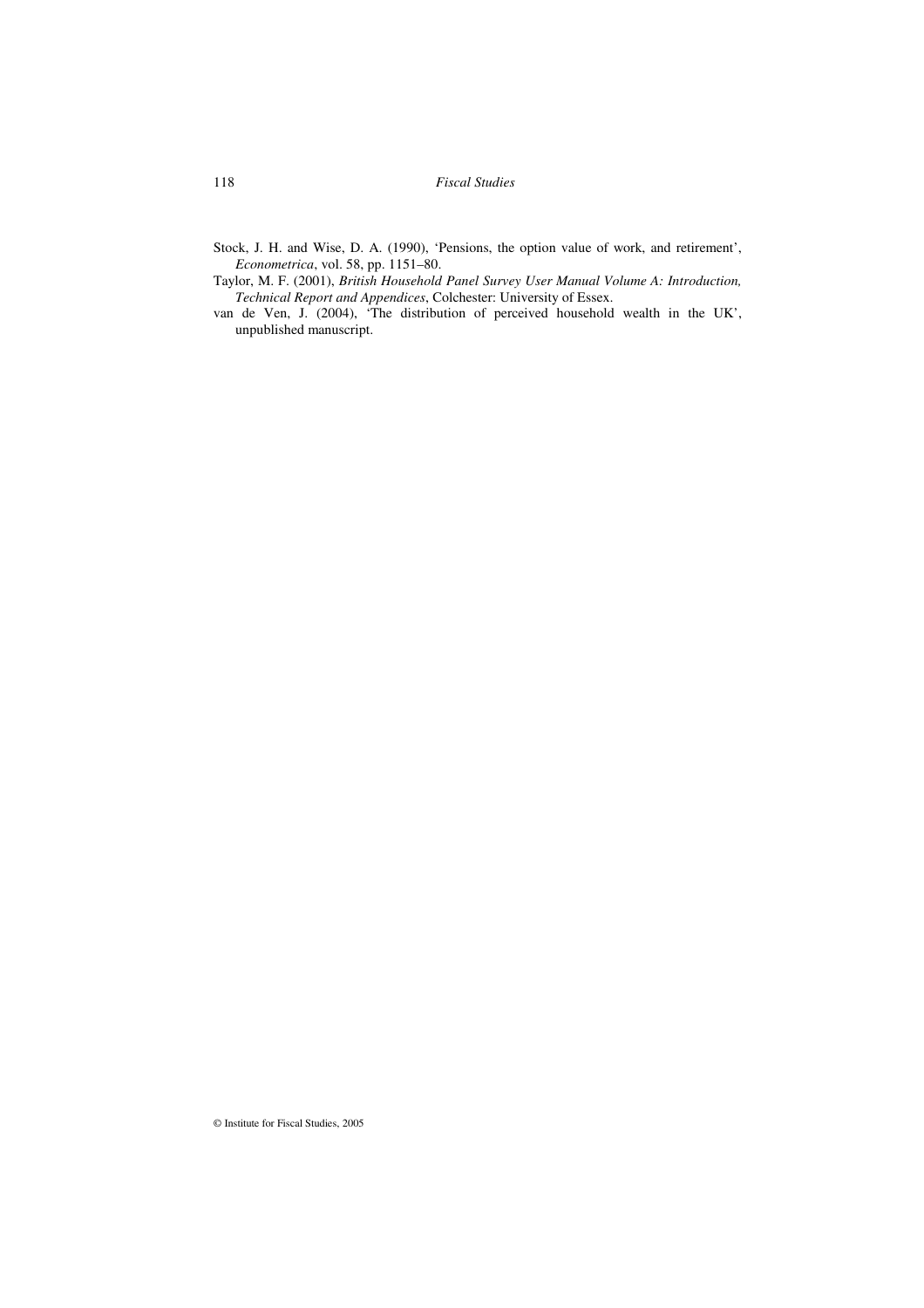Stock, J. H. and Wise, D. A. (1990), 'Pensions, the option value of work, and retirement', *Econometrica*, vol. 58, pp. 1151–80.

Taylor, M. F. (2001), *British Household Panel Survey User Manual Volume A: Introduction, Technical Report and Appendices*, Colchester: University of Essex.

van de Ven, J. (2004), 'The distribution of perceived household wealth in the UK', unpublished manuscript.